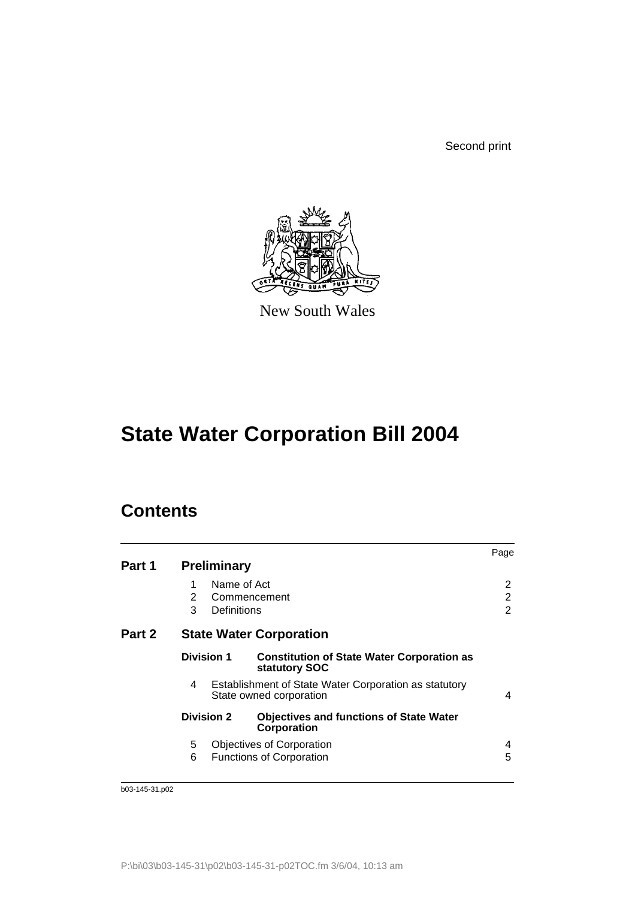Second print

New South Wales

# State Water Corporation Bill 2004

## Contents

| | | Page |
|---|---|---|
| **Part 1** | **Preliminary** | |
| | 1 Name of Act | 2 |
| | 2 Commencement | 2 |
| | 3 Definitions | 2 |
| **Part 2** | **State Water Corporation** | |
| | **Division 1 Constitution of State Water Corporation as statutory SOC** | |
| | 4 Establishment of State Water Corporation as statutory State owned corporation | 4 |
| | **Division 2 Objectives and functions of State Water Corporation** | |
| | 5 Objectives of Corporation | 4 |
| | 6 Functions of Corporation | 5 |

b03-145-31.p02

P:\bi\03\b03-145-31\p02\b03-145-31-p02TOC.fm 3/6/04, 10:13 am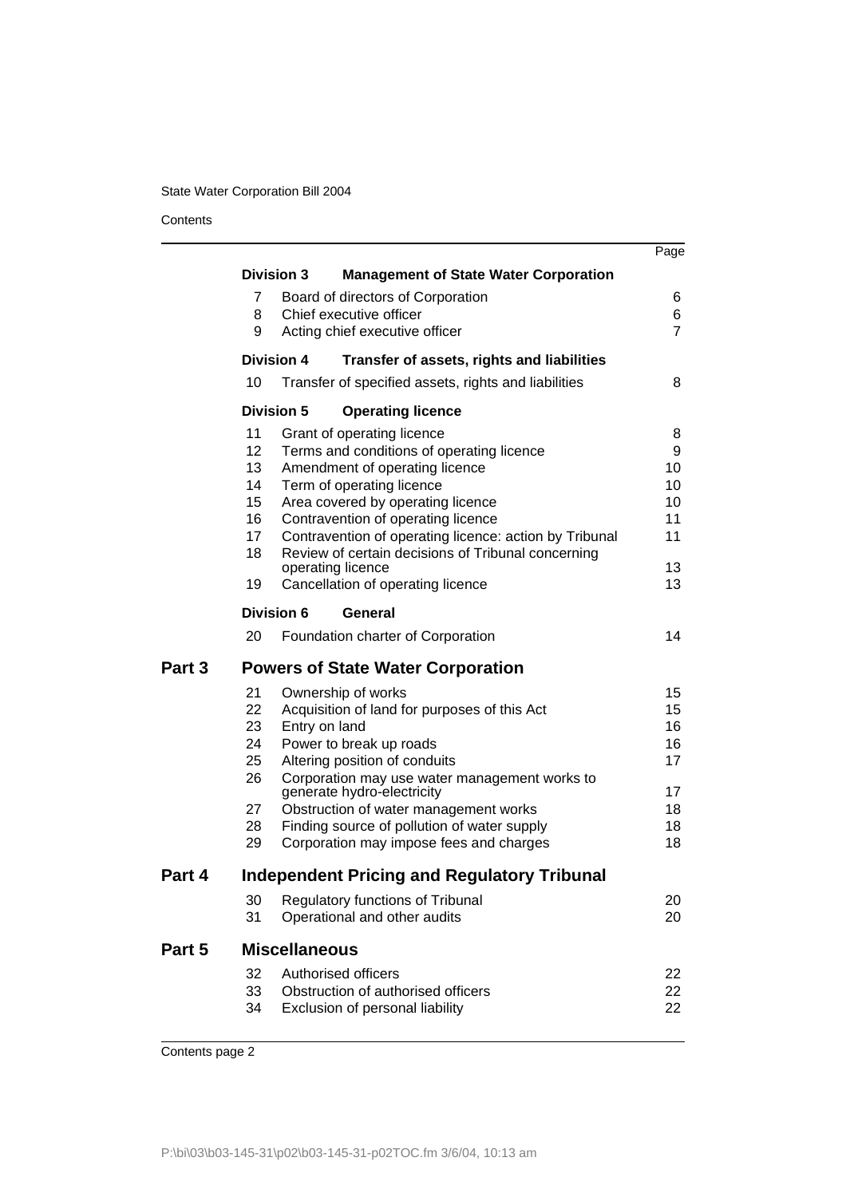| | | Page |
|---|---|---|
| **Division 3** | **Management of State Water Corporation** | |
| 7 | Board of directors of Corporation | 6 |
| 8 | Chief executive officer | 6 |
| 9 | Acting chief executive officer | 7 |
| **Division 4** | **Transfer of assets, rights and liabilities** | |
| 10 | Transfer of specified assets, rights and liabilities | 8 |
| **Division 5** | **Operating licence** | |
| 11 | Grant of operating licence | 8 |
| 12 | Terms and conditions of operating licence | 9 |
| 13 | Amendment of operating licence | 10 |
| 14 | Term of operating licence | 10 |
| 15 | Area covered by operating licence | 10 |
| 16 | Contravention of operating licence | 11 |
| 17 | Contravention of operating licence: action by Tribunal | 11 |
| 18 | Review of certain decisions of Tribunal concerning operating licence | 13 |
| 19 | Cancellation of operating licence | 13 |
| **Division 6** | **General** | |
| 20 | Foundation charter of Corporation | 14 |

## Part 3 Powers of State Water Corporation

| | | |
|---|---|---|
| 21 | Ownership of works | 15 |
| 22 | Acquisition of land for purposes of this Act | 15 |
| 23 | Entry on land | 16 |
| 24 | Power to break up roads | 16 |
| 25 | Altering position of conduits | 17 |
| 26 | Corporation may use water management works to generate hydro-electricity | 17 |
| 27 | Obstruction of water management works | 18 |
| 28 | Finding source of pollution of water supply | 18 |
| 29 | Corporation may impose fees and charges | 18 |

## Part 4 Independent Pricing and Regulatory Tribunal

| | | |
|---|---|---|
| 30 | Regulatory functions of Tribunal | 20 |
| 31 | Operational and other audits | 20 |

## Part 5 Miscellaneous

| | | |
|---|---|---|
| 32 | Authorised officers | 22 |
| 33 | Obstruction of authorised officers | 22 |
| 34 | Exclusion of personal liability | 22 |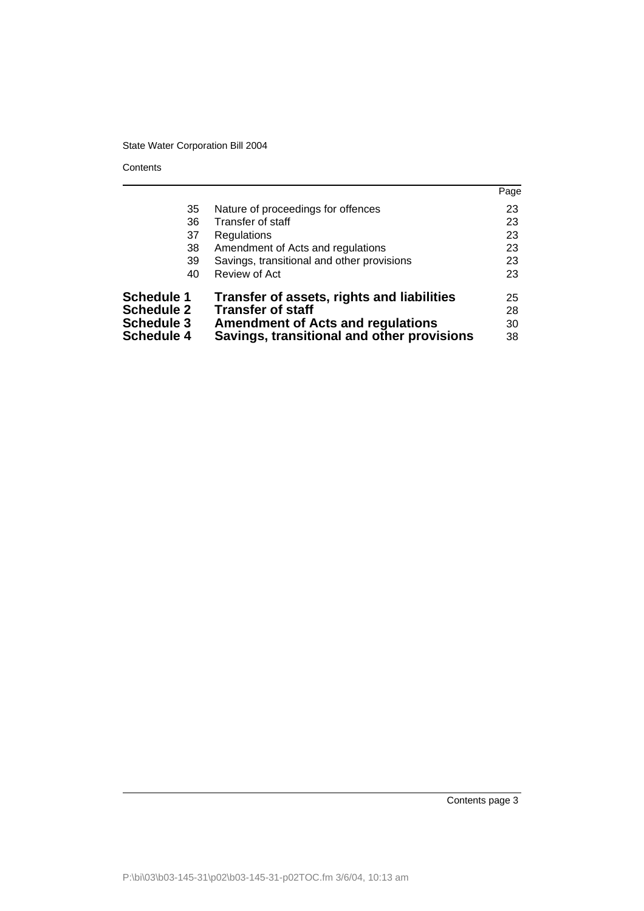| | | Page |
|---|---|---|
| 35 | Nature of proceedings for offences | 23 |
| 36 | Transfer of staff | 23 |
| 37 | Regulations | 23 |
| 38 | Amendment of Acts and regulations | 23 |
| 39 | Savings, transitional and other provisions | 23 |
| 40 | Review of Act | 23 |
| **Schedule 1** | **Transfer of assets, rights and liabilities** | 25 |
| **Schedule 2** | **Transfer of staff** | 28 |
| **Schedule 3** | **Amendment of Acts and regulations** | 30 |
| **Schedule 4** | **Savings, transitional and other provisions** | 38 |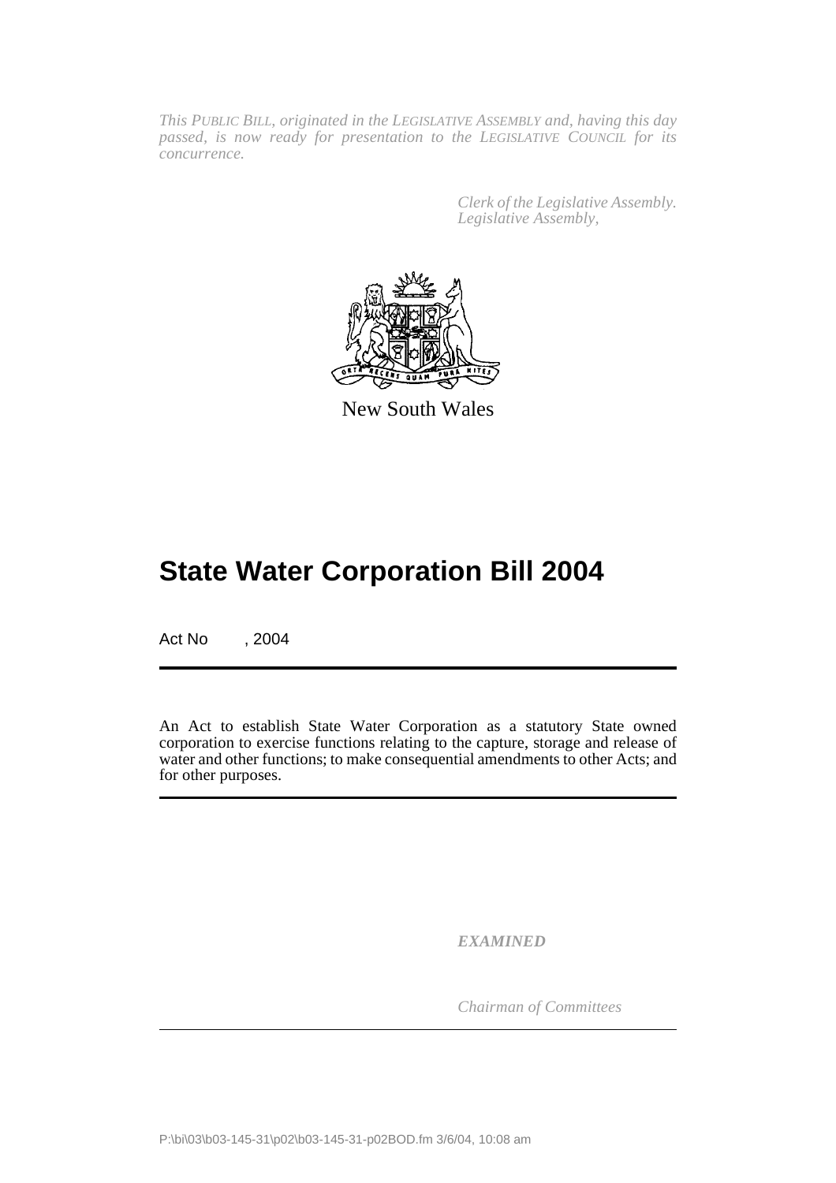*This PUBLIC BILL, originated in the LEGISLATIVE ASSEMBLY and, having this day passed, is now ready for presentation to the LEGISLATIVE COUNCIL for its concurrence.*

*Clerk of the Legislative Assembly.*
*Legislative Assembly,*

New South Wales

# State Water Corporation Bill 2004

Act No , 2004

An Act to establish State Water Corporation as a statutory State owned corporation to exercise functions relating to the capture, storage and release of water and other functions; to make consequential amendments to other Acts; and for other purposes.

*EXAMINED*

*Chairman of Committees*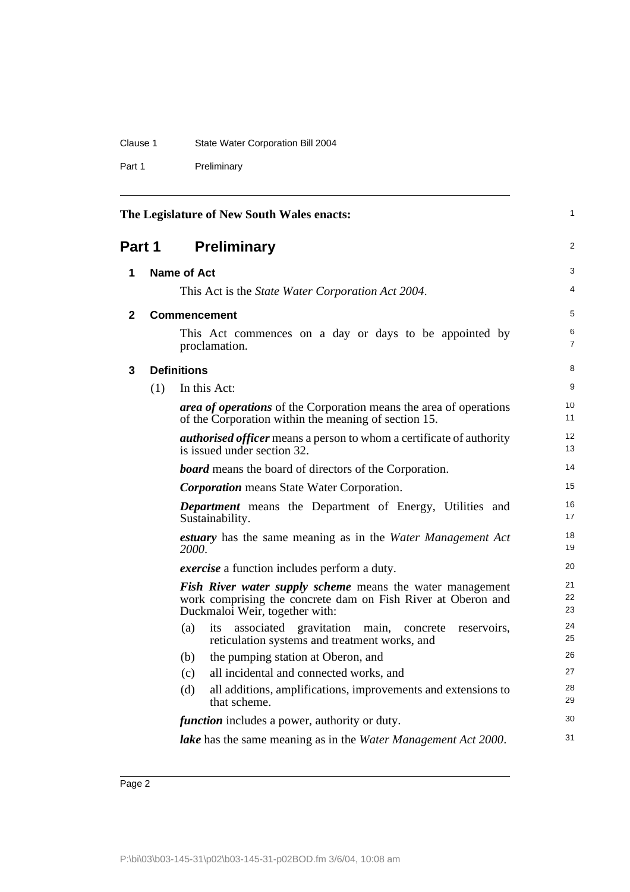The Legislature of New South Wales enacts:

# Part 1 Preliminary

## 1 Name of Act

This Act is the *State Water Corporation Act 2004*.

## 2 Commencement

This Act commences on a day or days to be appointed by proclamation.

## 3 Definitions

(1) In this Act:

***area of operations*** of the Corporation means the area of operations of the Corporation within the meaning of section 15.

***authorised officer*** means a person to whom a certificate of authority is issued under section 32.

***board*** means the board of directors of the Corporation.

***Corporation*** means State Water Corporation.

***Department*** means the Department of Energy, Utilities and Sustainability.

***estuary*** has the same meaning as in the *Water Management Act 2000*.

***exercise*** a function includes perform a duty.

***Fish River water supply scheme*** means the water management work comprising the concrete dam on Fish River at Oberon and Duckmaloi Weir, together with:

(a) its associated gravitation main, concrete reservoirs, reticulation systems and treatment works, and

(b) the pumping station at Oberon, and

(c) all incidental and connected works, and

(d) all additions, amplifications, improvements and extensions to that scheme.

***function*** includes a power, authority or duty.

***lake*** has the same meaning as in the *Water Management Act 2000*.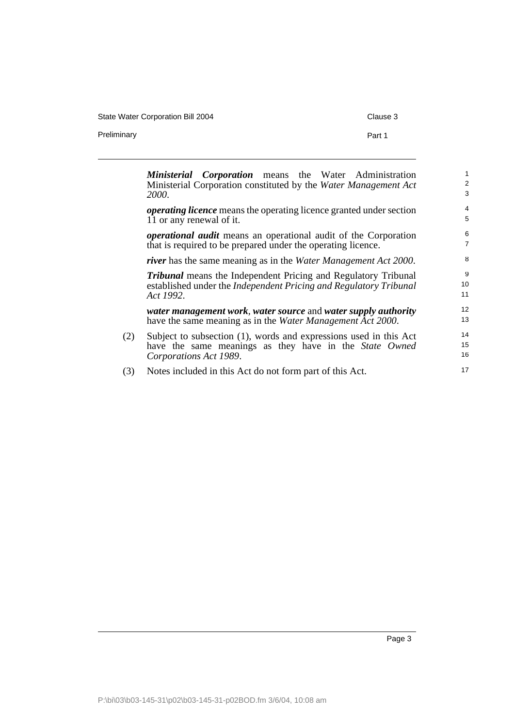***Ministerial Corporation*** means the Water Administration Ministerial Corporation constituted by the *Water Management Act 2000*.

***operating licence*** means the operating licence granted under section 11 or any renewal of it.

***operational audit*** means an operational audit of the Corporation that is required to be prepared under the operating licence.

***river*** has the same meaning as in the *Water Management Act 2000*.

***Tribunal*** means the Independent Pricing and Regulatory Tribunal established under the *Independent Pricing and Regulatory Tribunal Act 1992*.

***water management work***, ***water source*** and ***water supply authority*** have the same meaning as in the *Water Management Act 2000*.

(2) Subject to subsection (1), words and expressions used in this Act have the same meanings as they have in the *State Owned Corporations Act 1989*.

(3) Notes included in this Act do not form part of this Act.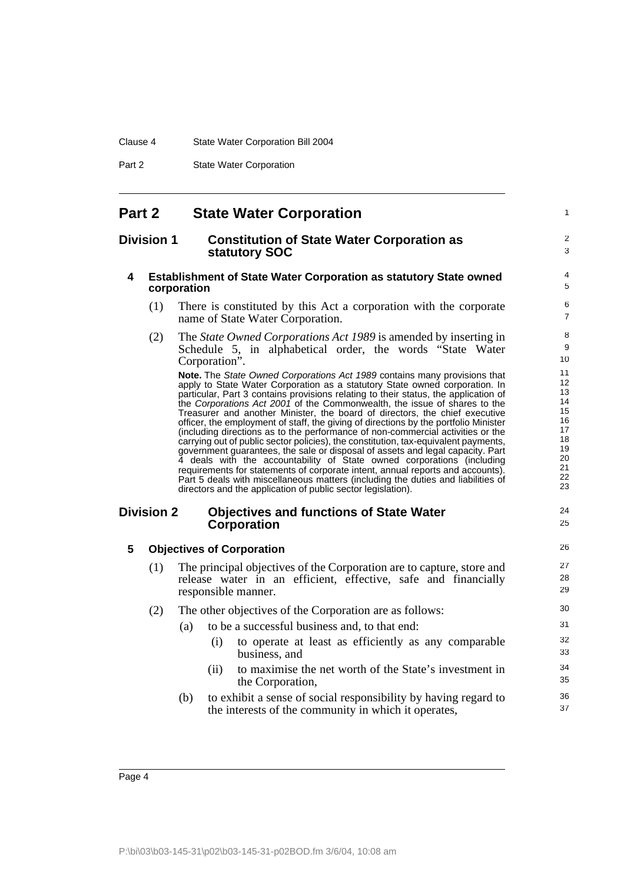# Part 2 State Water Corporation

## Division 1 Constitution of State Water Corporation as statutory SOC

### 4 Establishment of State Water Corporation as statutory State owned corporation

(1) There is constituted by this Act a corporation with the corporate name of State Water Corporation.

(2) The *State Owned Corporations Act 1989* is amended by inserting in Schedule 5, in alphabetical order, the words "State Water Corporation".

**Note.** The *State Owned Corporations Act 1989* contains many provisions that apply to State Water Corporation as a statutory State owned corporation. In particular, Part 3 contains provisions relating to their status, the application of the *Corporations Act 2001* of the Commonwealth, the issue of shares to the Treasurer and another Minister, the board of directors, the chief executive officer, the employment of staff, the giving of directions by the portfolio Minister (including directions as to the performance of non-commercial activities or the carrying out of public sector policies), the constitution, tax-equivalent payments, government guarantees, the sale or disposal of assets and legal capacity. Part 4 deals with the accountability of State owned corporations (including requirements for statements of corporate intent, annual reports and accounts). Part 5 deals with miscellaneous matters (including the duties and liabilities of directors and the application of public sector legislation).

## Division 2 Objectives and functions of State Water Corporation

### 5 Objectives of Corporation

(1) The principal objectives of the Corporation are to capture, store and release water in an efficient, effective, safe and financially responsible manner.

(2) The other objectives of the Corporation are as follows:

(a) to be a successful business and, to that end:

(i) to operate at least as efficiently as any comparable business, and

(ii) to maximise the net worth of the State's investment in the Corporation,

(b) to exhibit a sense of social responsibility by having regard to the interests of the community in which it operates,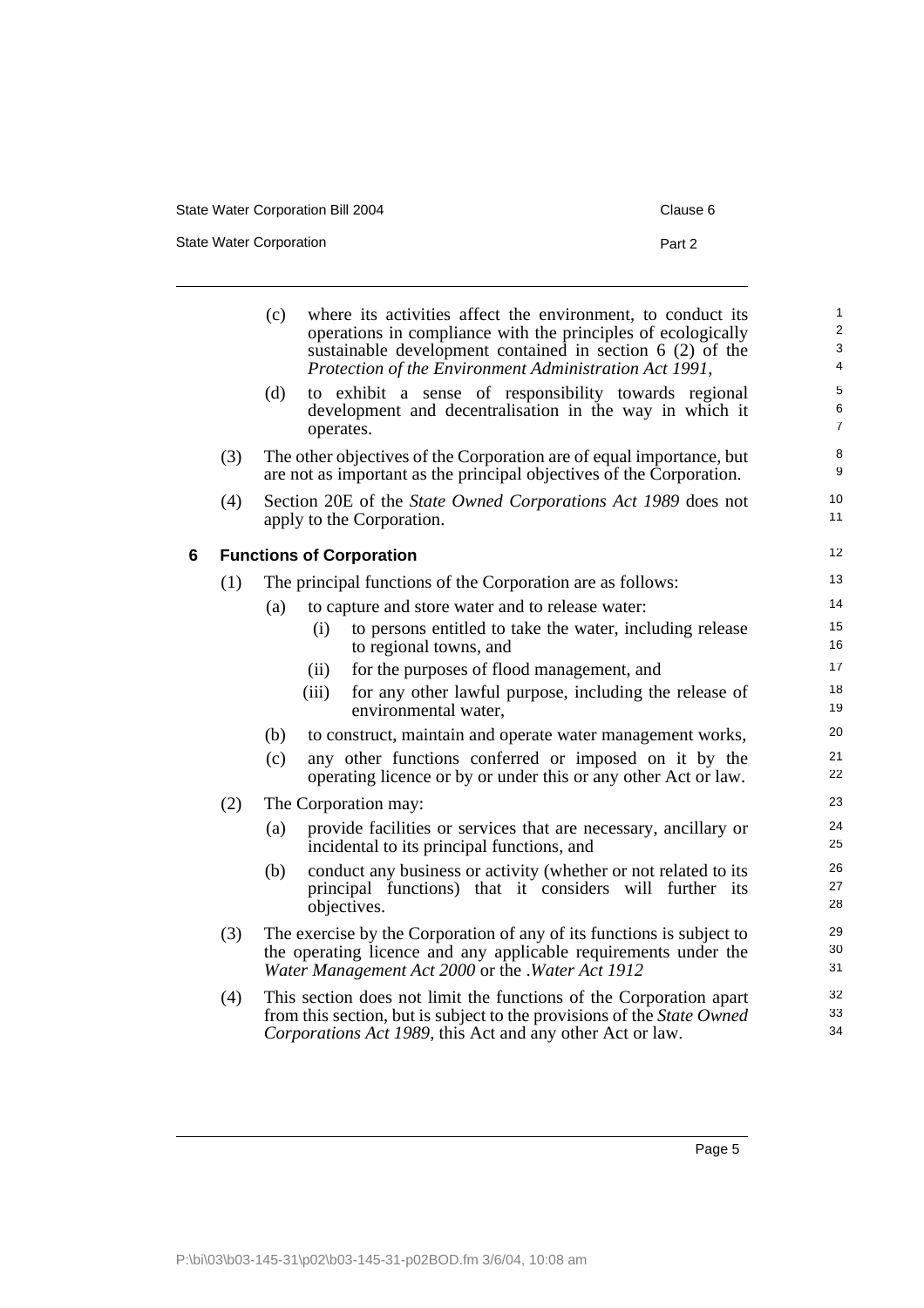(c) where its activities affect the environment, to conduct its operations in compliance with the principles of ecologically sustainable development contained in section 6 (2) of the *Protection of the Environment Administration Act 1991*,

(d) to exhibit a sense of responsibility towards regional development and decentralisation in the way in which it operates.

(3) The other objectives of the Corporation are of equal importance, but are not as important as the principal objectives of the Corporation.

(4) Section 20E of the *State Owned Corporations Act 1989* does not apply to the Corporation.

## 6 Functions of Corporation

(1) The principal functions of the Corporation are as follows:

- (a) to capture and store water and to release water:
  - (i) to persons entitled to take the water, including release to regional towns, and
  - (ii) for the purposes of flood management, and
  - (iii) for any other lawful purpose, including the release of environmental water,
- (b) to construct, maintain and operate water management works,
- (c) any other functions conferred or imposed on it by the operating licence or by or under this or any other Act or law.

(2) The Corporation may:

- (a) provide facilities or services that are necessary, ancillary or incidental to its principal functions, and
- (b) conduct any business or activity (whether or not related to its principal functions) that it considers will further its objectives.

(3) The exercise by the Corporation of any of its functions is subject to the operating licence and any applicable requirements under the *Water Management Act 2000* or the .*Water Act 1912*

(4) This section does not limit the functions of the Corporation apart from this section, but is subject to the provisions of the *State Owned Corporations Act 1989*, this Act and any other Act or law.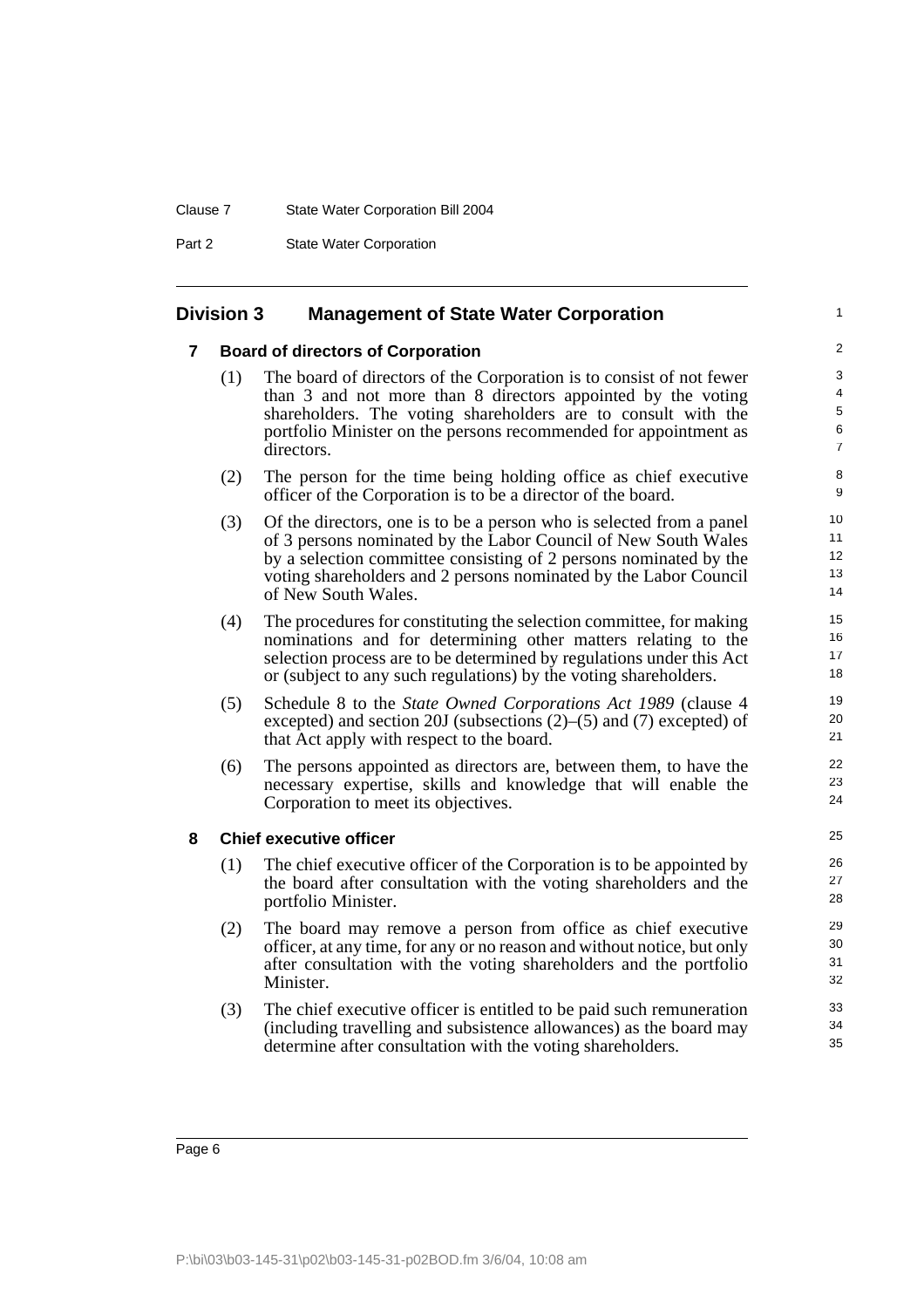## Division 3 Management of State Water Corporation

### 7 Board of directors of Corporation

(1) The board of directors of the Corporation is to consist of not fewer than 3 and not more than 8 directors appointed by the voting shareholders. The voting shareholders are to consult with the portfolio Minister on the persons recommended for appointment as directors.

(2) The person for the time being holding office as chief executive officer of the Corporation is to be a director of the board.

(3) Of the directors, one is to be a person who is selected from a panel of 3 persons nominated by the Labor Council of New South Wales by a selection committee consisting of 2 persons nominated by the voting shareholders and 2 persons nominated by the Labor Council of New South Wales.

(4) The procedures for constituting the selection committee, for making nominations and for determining other matters relating to the selection process are to be determined by regulations under this Act or (subject to any such regulations) by the voting shareholders.

(5) Schedule 8 to the *State Owned Corporations Act 1989* (clause 4 excepted) and section 20J (subsections (2)–(5) and (7) excepted) of that Act apply with respect to the board.

(6) The persons appointed as directors are, between them, to have the necessary expertise, skills and knowledge that will enable the Corporation to meet its objectives.

### 8 Chief executive officer

(1) The chief executive officer of the Corporation is to be appointed by the board after consultation with the voting shareholders and the portfolio Minister.

(2) The board may remove a person from office as chief executive officer, at any time, for any or no reason and without notice, but only after consultation with the voting shareholders and the portfolio Minister.

(3) The chief executive officer is entitled to be paid such remuneration (including travelling and subsistence allowances) as the board may determine after consultation with the voting shareholders.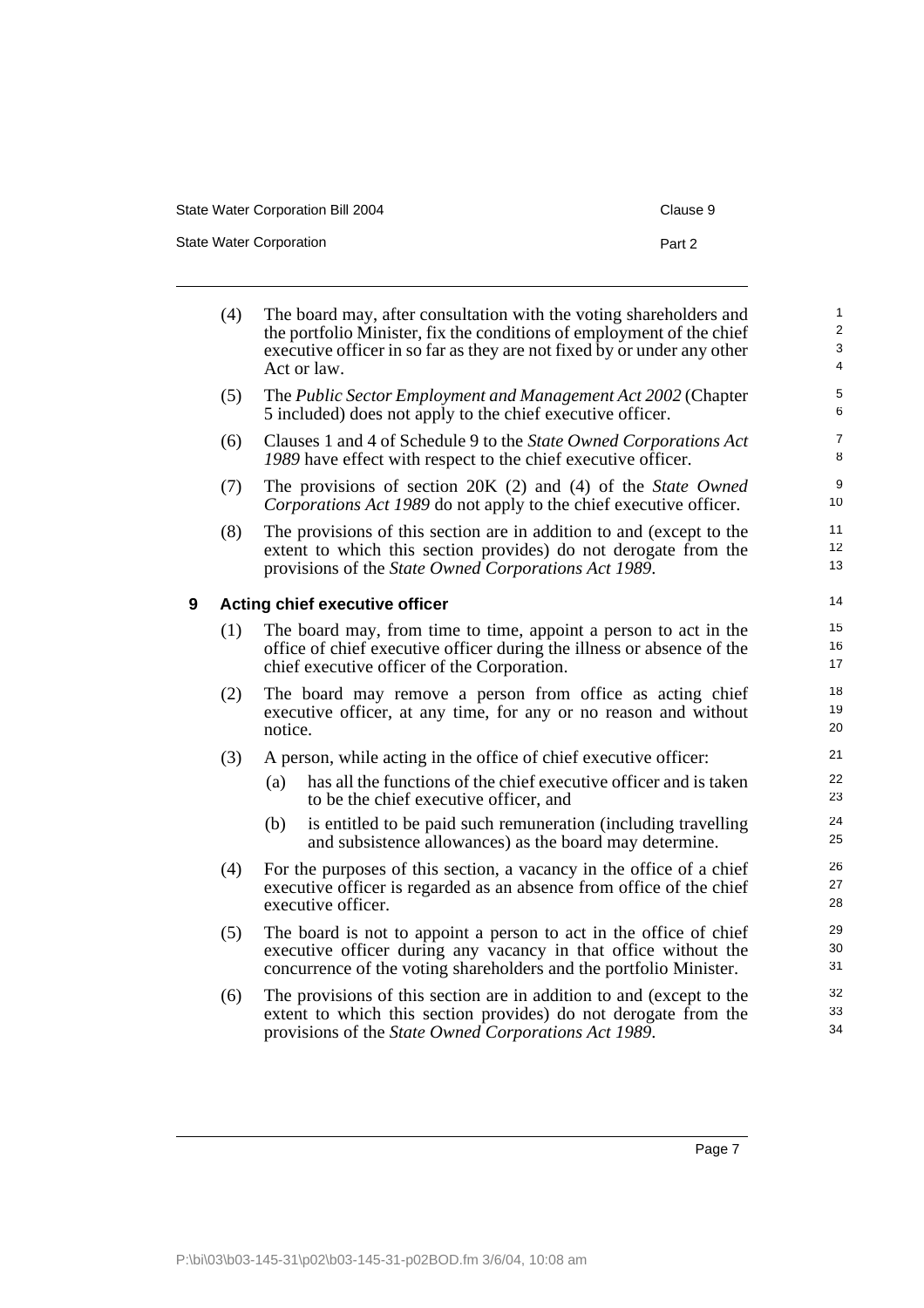(4) The board may, after consultation with the voting shareholders and the portfolio Minister, fix the conditions of employment of the chief executive officer in so far as they are not fixed by or under any other Act or law.

(5) The *Public Sector Employment and Management Act 2002* (Chapter 5 included) does not apply to the chief executive officer.

(6) Clauses 1 and 4 of Schedule 9 to the *State Owned Corporations Act 1989* have effect with respect to the chief executive officer.

(7) The provisions of section 20K (2) and (4) of the *State Owned Corporations Act 1989* do not apply to the chief executive officer.

(8) The provisions of this section are in addition to and (except to the extent to which this section provides) do not derogate from the provisions of the *State Owned Corporations Act 1989*.

## 9 Acting chief executive officer

(1) The board may, from time to time, appoint a person to act in the office of chief executive officer during the illness or absence of the chief executive officer of the Corporation.

(2) The board may remove a person from office as acting chief executive officer, at any time, for any or no reason and without notice.

(3) A person, while acting in the office of chief executive officer:

- (a) has all the functions of the chief executive officer and is taken to be the chief executive officer, and
- (b) is entitled to be paid such remuneration (including travelling and subsistence allowances) as the board may determine.

(4) For the purposes of this section, a vacancy in the office of a chief executive officer is regarded as an absence from office of the chief executive officer.

(5) The board is not to appoint a person to act in the office of chief executive officer during any vacancy in that office without the concurrence of the voting shareholders and the portfolio Minister.

(6) The provisions of this section are in addition to and (except to the extent to which this section provides) do not derogate from the provisions of the *State Owned Corporations Act 1989*.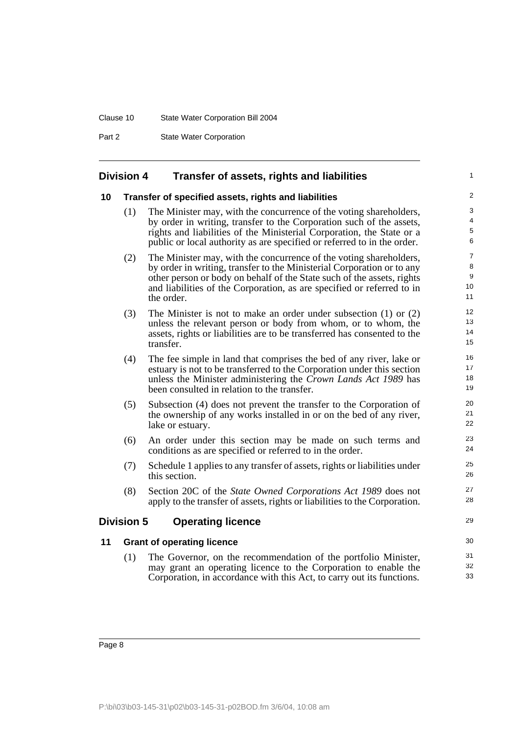## Division 4 Transfer of assets, rights and liabilities

### 10 Transfer of specified assets, rights and liabilities

(1) The Minister may, with the concurrence of the voting shareholders, by order in writing, transfer to the Corporation such of the assets, rights and liabilities of the Ministerial Corporation, the State or a public or local authority as are specified or referred to in the order.

(2) The Minister may, with the concurrence of the voting shareholders, by order in writing, transfer to the Ministerial Corporation or to any other person or body on behalf of the State such of the assets, rights and liabilities of the Corporation, as are specified or referred to in the order.

(3) The Minister is not to make an order under subsection (1) or (2) unless the relevant person or body from whom, or to whom, the assets, rights or liabilities are to be transferred has consented to the transfer.

(4) The fee simple in land that comprises the bed of any river, lake or estuary is not to be transferred to the Corporation under this section unless the Minister administering the *Crown Lands Act 1989* has been consulted in relation to the transfer.

(5) Subsection (4) does not prevent the transfer to the Corporation of the ownership of any works installed in or on the bed of any river, lake or estuary.

(6) An order under this section may be made on such terms and conditions as are specified or referred to in the order.

(7) Schedule 1 applies to any transfer of assets, rights or liabilities under this section.

(8) Section 20C of the *State Owned Corporations Act 1989* does not apply to the transfer of assets, rights or liabilities to the Corporation.

## Division 5 Operating licence

### 11 Grant of operating licence

(1) The Governor, on the recommendation of the portfolio Minister, may grant an operating licence to the Corporation to enable the Corporation, in accordance with this Act, to carry out its functions.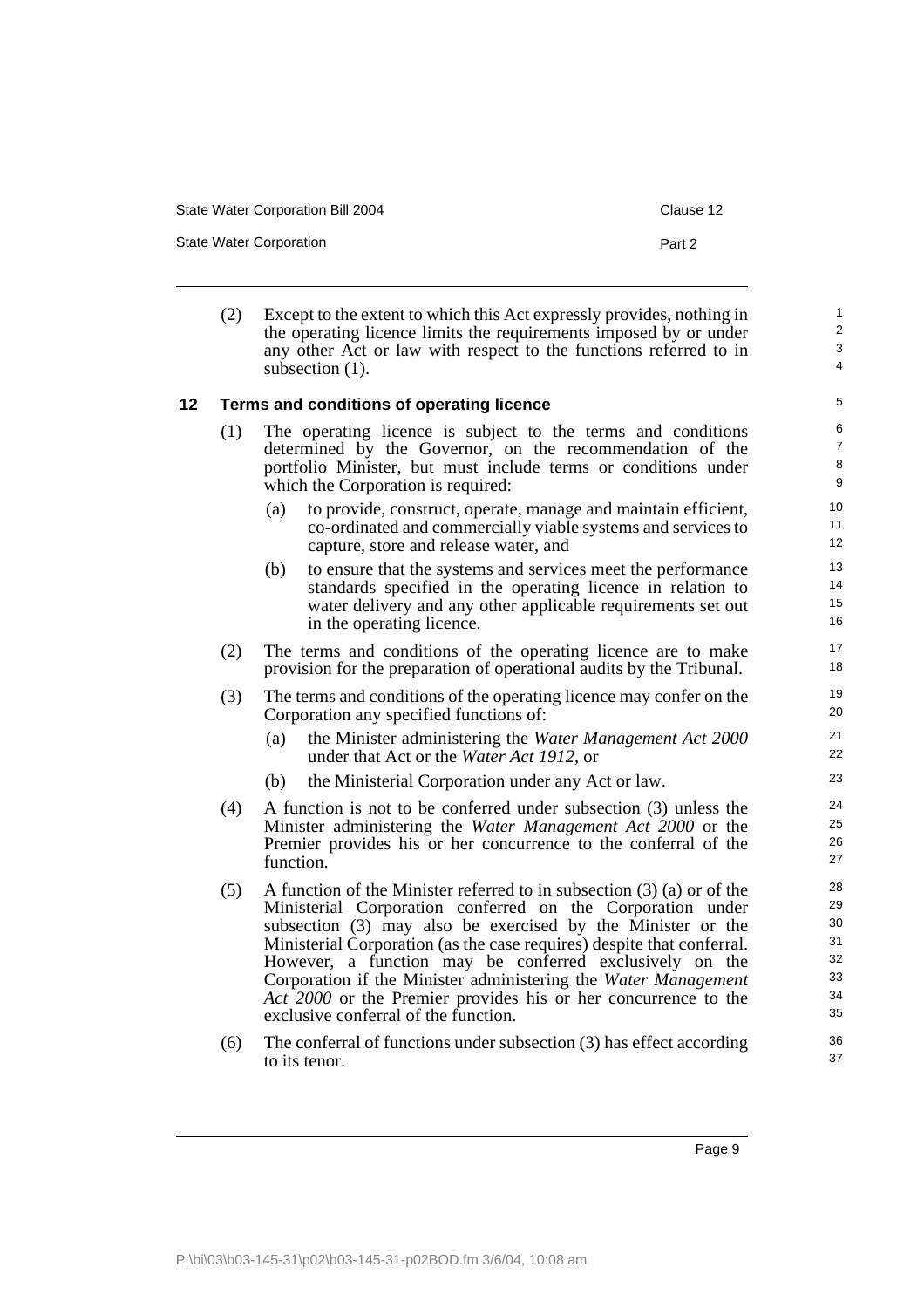(2) Except to the extent to which this Act expressly provides, nothing in the operating licence limits the requirements imposed by or under any other Act or law with respect to the functions referred to in subsection (1).

## 12 Terms and conditions of operating licence

(1) The operating licence is subject to the terms and conditions determined by the Governor, on the recommendation of the portfolio Minister, but must include terms or conditions under which the Corporation is required:

(a) to provide, construct, operate, manage and maintain efficient, co-ordinated and commercially viable systems and services to capture, store and release water, and

(b) to ensure that the systems and services meet the performance standards specified in the operating licence in relation to water delivery and any other applicable requirements set out in the operating licence.

(2) The terms and conditions of the operating licence are to make provision for the preparation of operational audits by the Tribunal.

(3) The terms and conditions of the operating licence may confer on the Corporation any specified functions of:

(a) the Minister administering the *Water Management Act 2000* under that Act or the *Water Act 1912*, or

(b) the Ministerial Corporation under any Act or law.

(4) A function is not to be conferred under subsection (3) unless the Minister administering the *Water Management Act 2000* or the Premier provides his or her concurrence to the conferral of the function.

(5) A function of the Minister referred to in subsection (3) (a) or of the Ministerial Corporation conferred on the Corporation under subsection (3) may also be exercised by the Minister or the Ministerial Corporation (as the case requires) despite that conferral. However, a function may be conferred exclusively on the Corporation if the Minister administering the *Water Management Act 2000* or the Premier provides his or her concurrence to the exclusive conferral of the function.

(6) The conferral of functions under subsection (3) has effect according to its tenor.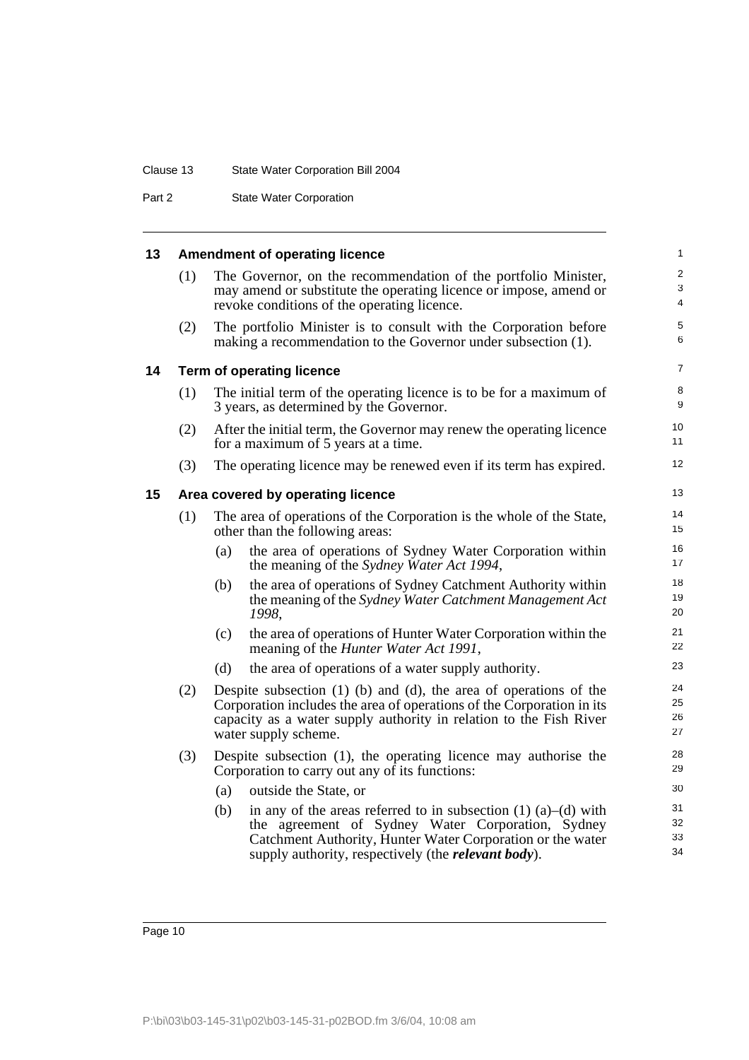## 13 Amendment of operating licence

(1) The Governor, on the recommendation of the portfolio Minister, may amend or substitute the operating licence or impose, amend or revoke conditions of the operating licence.

(2) The portfolio Minister is to consult with the Corporation before making a recommendation to the Governor under subsection (1).

## 14 Term of operating licence

(1) The initial term of the operating licence is to be for a maximum of 3 years, as determined by the Governor.

(2) After the initial term, the Governor may renew the operating licence for a maximum of 5 years at a time.

(3) The operating licence may be renewed even if its term has expired.

## 15 Area covered by operating licence

(1) The area of operations of the Corporation is the whole of the State, other than the following areas:

- (a) the area of operations of Sydney Water Corporation within the meaning of the *Sydney Water Act 1994*,
- (b) the area of operations of Sydney Catchment Authority within the meaning of the *Sydney Water Catchment Management Act 1998*,
- (c) the area of operations of Hunter Water Corporation within the meaning of the *Hunter Water Act 1991*,
- (d) the area of operations of a water supply authority.

(2) Despite subsection (1) (b) and (d), the area of operations of the Corporation includes the area of operations of the Corporation in its capacity as a water supply authority in relation to the Fish River water supply scheme.

(3) Despite subsection (1), the operating licence may authorise the Corporation to carry out any of its functions:

- (a) outside the State, or
- (b) in any of the areas referred to in subsection (1) (a)–(d) with the agreement of Sydney Water Corporation, Sydney Catchment Authority, Hunter Water Corporation or the water supply authority, respectively (the ***relevant body***).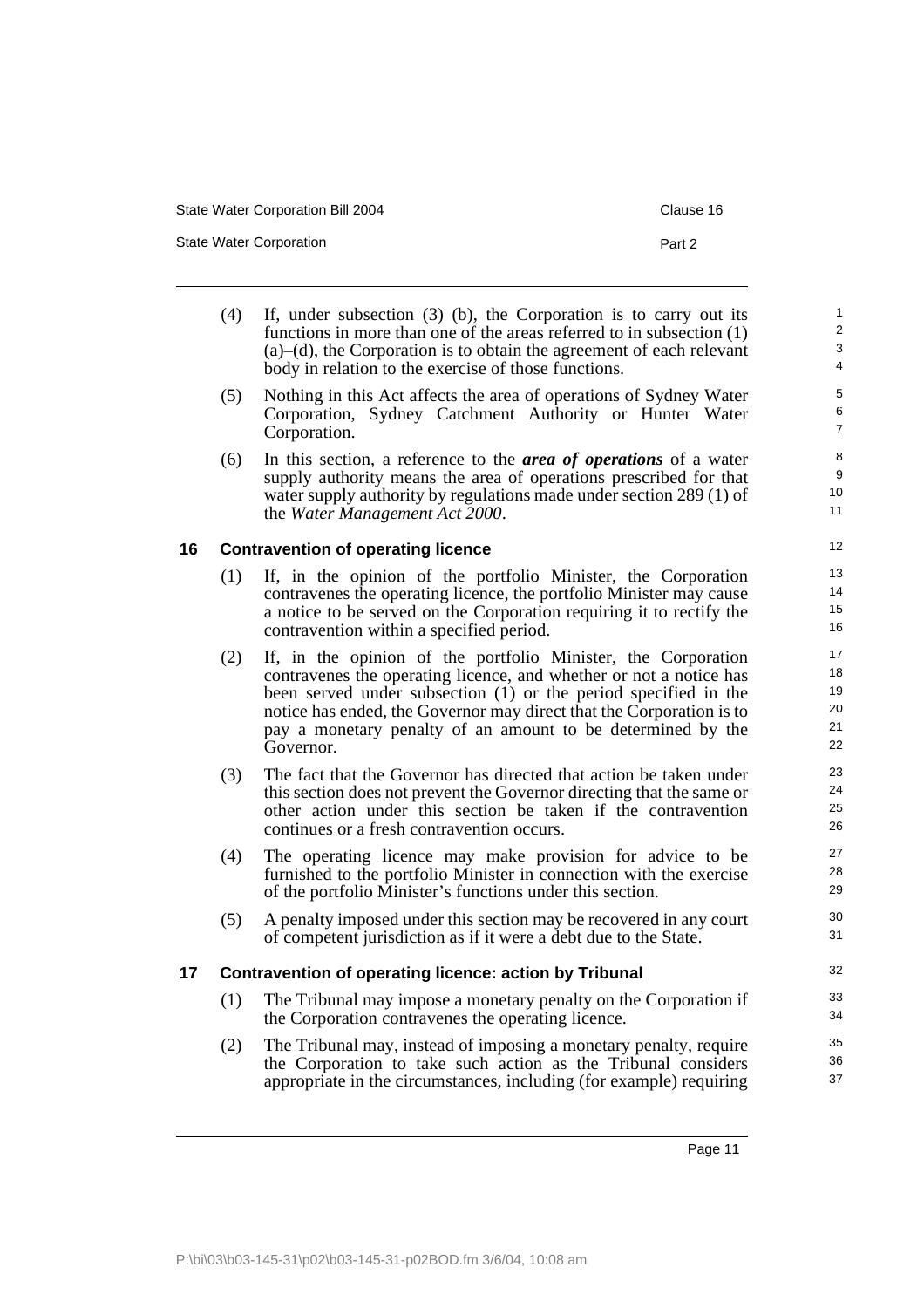(4) If, under subsection (3) (b), the Corporation is to carry out its functions in more than one of the areas referred to in subsection (1) (a)–(d), the Corporation is to obtain the agreement of each relevant body in relation to the exercise of those functions.

(5) Nothing in this Act affects the area of operations of Sydney Water Corporation, Sydney Catchment Authority or Hunter Water Corporation.

(6) In this section, a reference to the ***area of operations*** of a water supply authority means the area of operations prescribed for that water supply authority by regulations made under section 289 (1) of the *Water Management Act 2000*.

## 16 Contravention of operating licence

(1) If, in the opinion of the portfolio Minister, the Corporation contravenes the operating licence, the portfolio Minister may cause a notice to be served on the Corporation requiring it to rectify the contravention within a specified period.

(2) If, in the opinion of the portfolio Minister, the Corporation contravenes the operating licence, and whether or not a notice has been served under subsection (1) or the period specified in the notice has ended, the Governor may direct that the Corporation is to pay a monetary penalty of an amount to be determined by the Governor.

(3) The fact that the Governor has directed that action be taken under this section does not prevent the Governor directing that the same or other action under this section be taken if the contravention continues or a fresh contravention occurs.

(4) The operating licence may make provision for advice to be furnished to the portfolio Minister in connection with the exercise of the portfolio Minister's functions under this section.

(5) A penalty imposed under this section may be recovered in any court of competent jurisdiction as if it were a debt due to the State.

## 17 Contravention of operating licence: action by Tribunal

(1) The Tribunal may impose a monetary penalty on the Corporation if the Corporation contravenes the operating licence.

(2) The Tribunal may, instead of imposing a monetary penalty, require the Corporation to take such action as the Tribunal considers appropriate in the circumstances, including (for example) requiring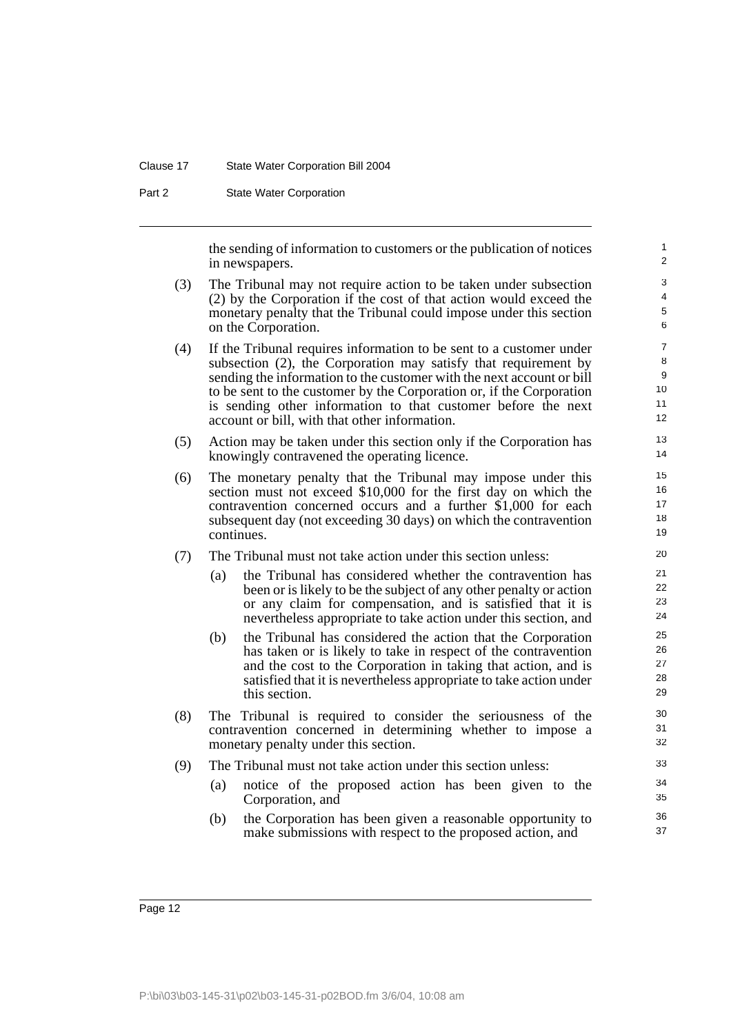the sending of information to customers or the publication of notices in newspapers.

(3) The Tribunal may not require action to be taken under subsection (2) by the Corporation if the cost of that action would exceed the monetary penalty that the Tribunal could impose under this section on the Corporation.

(4) If the Tribunal requires information to be sent to a customer under subsection (2), the Corporation may satisfy that requirement by sending the information to the customer with the next account or bill to be sent to the customer by the Corporation or, if the Corporation is sending other information to that customer before the next account or bill, with that other information.

(5) Action may be taken under this section only if the Corporation has knowingly contravened the operating licence.

(6) The monetary penalty that the Tribunal may impose under this section must not exceed $10,000 for the first day on which the contravention concerned occurs and a further $1,000 for each subsequent day (not exceeding 30 days) on which the contravention continues.

(7) The Tribunal must not take action under this section unless:

- (a) the Tribunal has considered whether the contravention has been or is likely to be the subject of any other penalty or action or any claim for compensation, and is satisfied that it is nevertheless appropriate to take action under this section, and
- (b) the Tribunal has considered the action that the Corporation has taken or is likely to take in respect of the contravention and the cost to the Corporation in taking that action, and is satisfied that it is nevertheless appropriate to take action under this section.

(8) The Tribunal is required to consider the seriousness of the contravention concerned in determining whether to impose a monetary penalty under this section.

(9) The Tribunal must not take action under this section unless:

- (a) notice of the proposed action has been given to the Corporation, and
- (b) the Corporation has been given a reasonable opportunity to make submissions with respect to the proposed action, and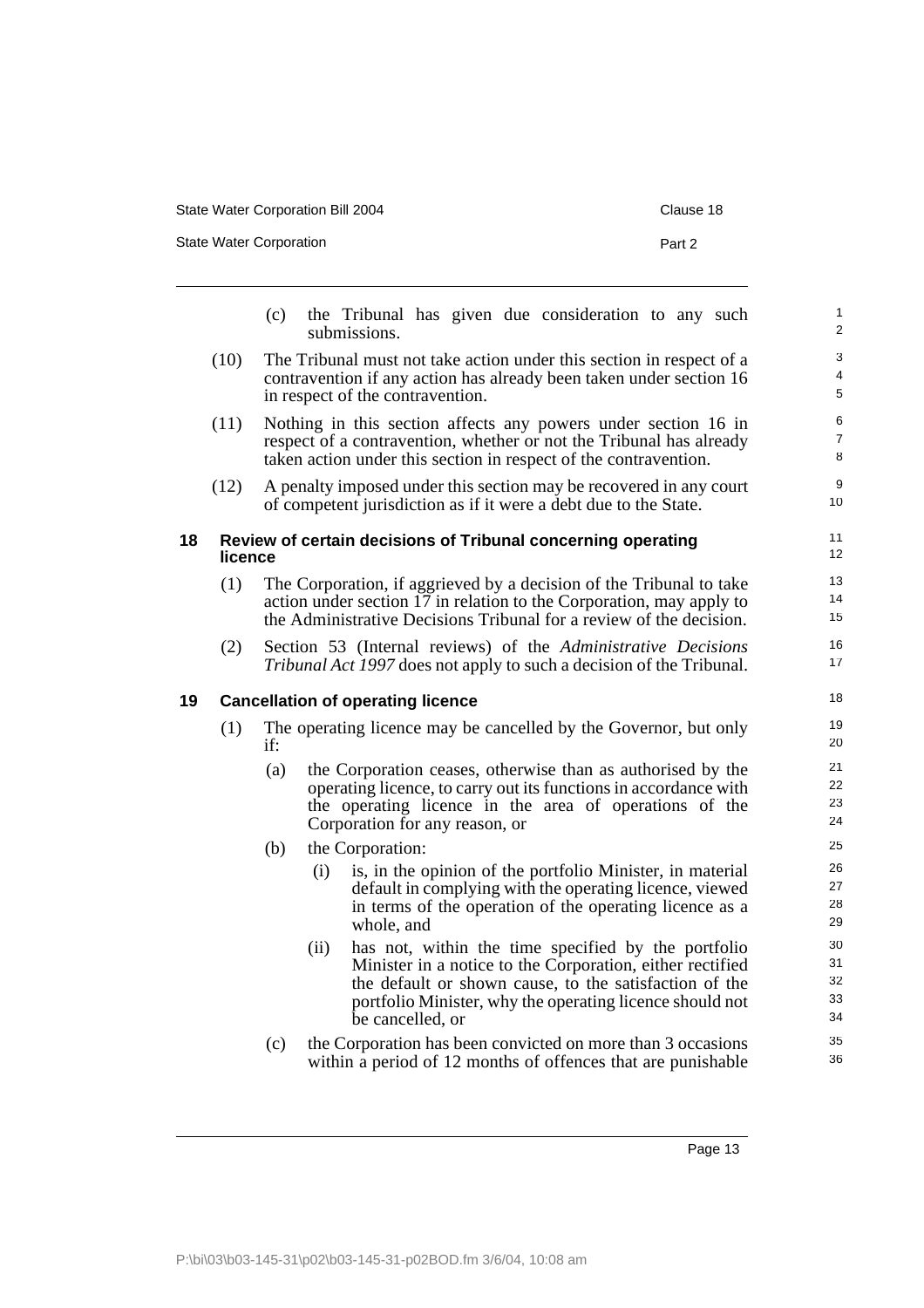(c) the Tribunal has given due consideration to any such submissions.

(10) The Tribunal must not take action under this section in respect of a contravention if any action has already been taken under section 16 in respect of the contravention.

(11) Nothing in this section affects any powers under section 16 in respect of a contravention, whether or not the Tribunal has already taken action under this section in respect of the contravention.

(12) A penalty imposed under this section may be recovered in any court of competent jurisdiction as if it were a debt due to the State.

### 18 Review of certain decisions of Tribunal concerning operating licence

(1) The Corporation, if aggrieved by a decision of the Tribunal to take action under section 17 in relation to the Corporation, may apply to the Administrative Decisions Tribunal for a review of the decision.

(2) Section 53 (Internal reviews) of the *Administrative Decisions Tribunal Act 1997* does not apply to such a decision of the Tribunal.

### 19 Cancellation of operating licence

(1) The operating licence may be cancelled by the Governor, but only if:

(a) the Corporation ceases, otherwise than as authorised by the operating licence, to carry out its functions in accordance with the operating licence in the area of operations of the Corporation for any reason, or

(b) the Corporation:

(i) is, in the opinion of the portfolio Minister, in material default in complying with the operating licence, viewed in terms of the operation of the operating licence as a whole, and

(ii) has not, within the time specified by the portfolio Minister in a notice to the Corporation, either rectified the default or shown cause, to the satisfaction of the portfolio Minister, why the operating licence should not be cancelled, or

(c) the Corporation has been convicted on more than 3 occasions within a period of 12 months of offences that are punishable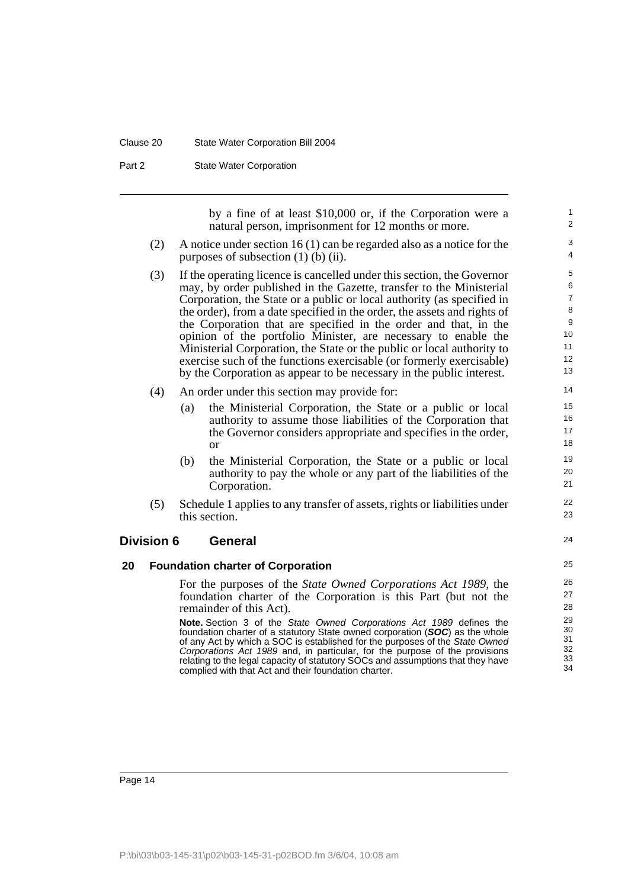by a fine of at least $10,000 or, if the Corporation were a natural person, imprisonment for 12 months or more.

(2) A notice under section 16 (1) can be regarded also as a notice for the purposes of subsection (1) (b) (ii).

(3) If the operating licence is cancelled under this section, the Governor may, by order published in the Gazette, transfer to the Ministerial Corporation, the State or a public or local authority (as specified in the order), from a date specified in the order, the assets and rights of the Corporation that are specified in the order and that, in the opinion of the portfolio Minister, are necessary to enable the Ministerial Corporation, the State or the public or local authority to exercise such of the functions exercisable (or formerly exercisable) by the Corporation as appear to be necessary in the public interest.

(4) An order under this section may provide for:

(a) the Ministerial Corporation, the State or a public or local authority to assume those liabilities of the Corporation that the Governor considers appropriate and specifies in the order, or

(b) the Ministerial Corporation, the State or a public or local authority to pay the whole or any part of the liabilities of the Corporation.

(5) Schedule 1 applies to any transfer of assets, rights or liabilities under this section.

## Division 6 General

### 20 Foundation charter of Corporation

For the purposes of the *State Owned Corporations Act 1989*, the foundation charter of the Corporation is this Part (but not the remainder of this Act).

**Note.** Section 3 of the *State Owned Corporations Act 1989* defines the foundation charter of a statutory State owned corporation (***SOC***) as the whole of any Act by which a SOC is established for the purposes of the *State Owned Corporations Act 1989* and, in particular, for the purpose of the provisions relating to the legal capacity of statutory SOCs and assumptions that they have complied with that Act and their foundation charter.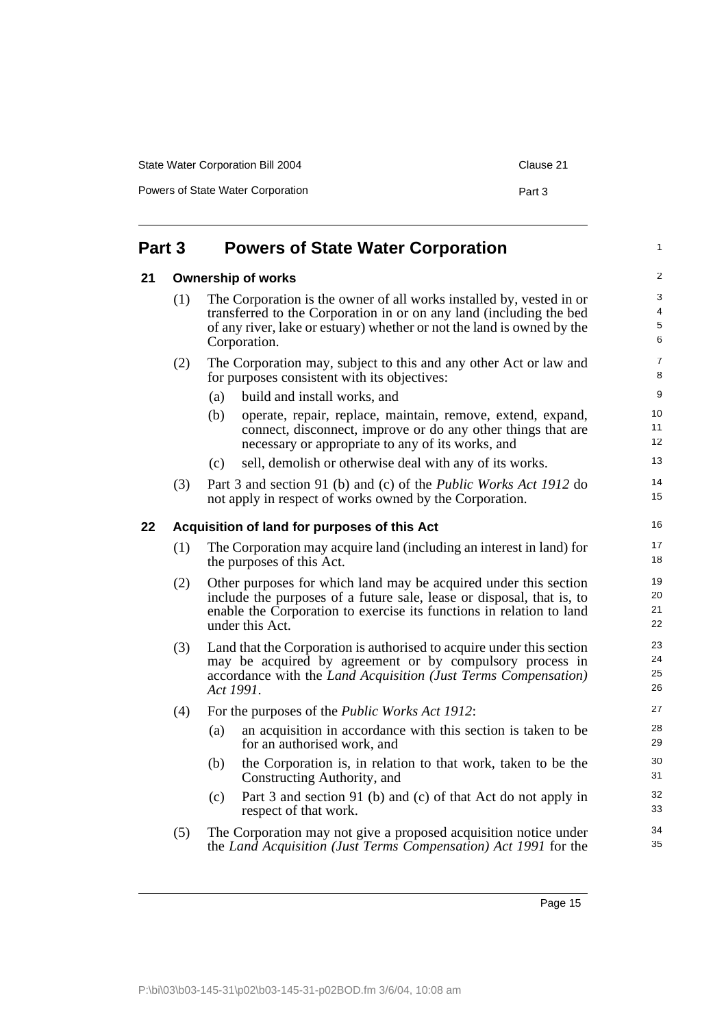# Part 3 Powers of State Water Corporation

## 21 Ownership of works

(1) The Corporation is the owner of all works installed by, vested in or transferred to the Corporation in or on any land (including the bed of any river, lake or estuary) whether or not the land is owned by the Corporation.

(2) The Corporation may, subject to this and any other Act or law and for purposes consistent with its objectives:

- (a) build and install works, and
- (b) operate, repair, replace, maintain, remove, extend, expand, connect, disconnect, improve or do any other things that are necessary or appropriate to any of its works, and
- (c) sell, demolish or otherwise deal with any of its works.

(3) Part 3 and section 91 (b) and (c) of the *Public Works Act 1912* do not apply in respect of works owned by the Corporation.

## 22 Acquisition of land for purposes of this Act

(1) The Corporation may acquire land (including an interest in land) for the purposes of this Act.

(2) Other purposes for which land may be acquired under this section include the purposes of a future sale, lease or disposal, that is, to enable the Corporation to exercise its functions in relation to land under this Act.

(3) Land that the Corporation is authorised to acquire under this section may be acquired by agreement or by compulsory process in accordance with the *Land Acquisition (Just Terms Compensation) Act 1991*.

(4) For the purposes of the *Public Works Act 1912*:

- (a) an acquisition in accordance with this section is taken to be for an authorised work, and
- (b) the Corporation is, in relation to that work, taken to be the Constructing Authority, and
- (c) Part 3 and section 91 (b) and (c) of that Act do not apply in respect of that work.

(5) The Corporation may not give a proposed acquisition notice under the *Land Acquisition (Just Terms Compensation) Act 1991* for the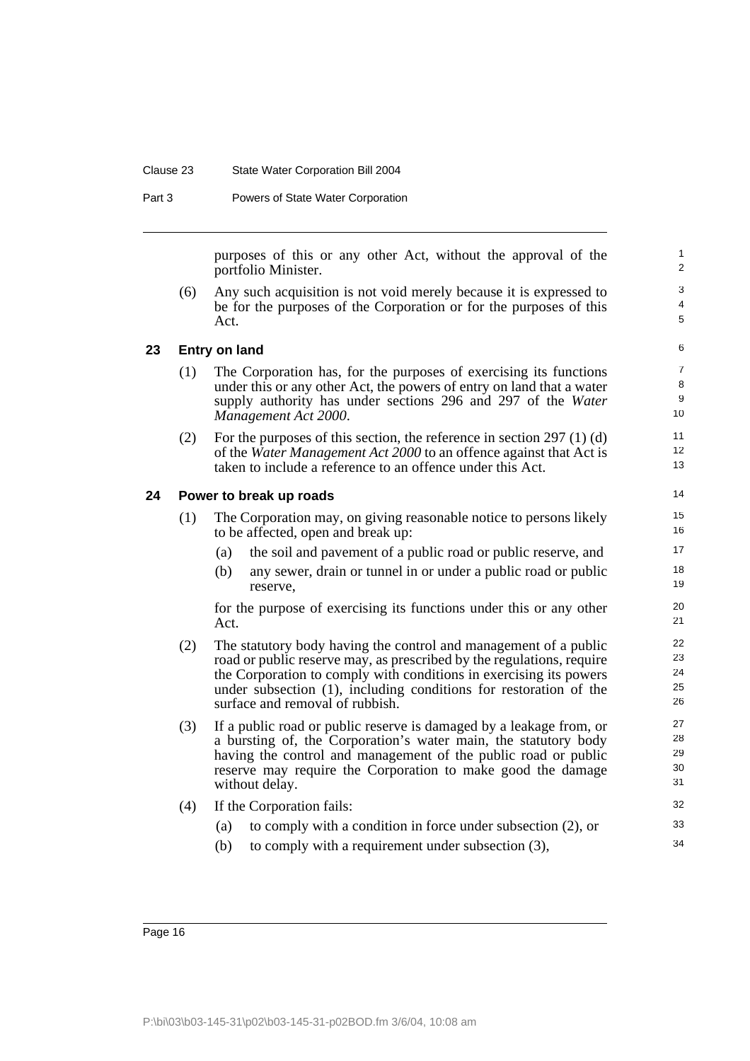purposes of this or any other Act, without the approval of the portfolio Minister.

(6) Any such acquisition is not void merely because it is expressed to be for the purposes of the Corporation or for the purposes of this Act.

## 23 Entry on land

(1) The Corporation has, for the purposes of exercising its functions under this or any other Act, the powers of entry on land that a water supply authority has under sections 296 and 297 of the *Water Management Act 2000*.

(2) For the purposes of this section, the reference in section 297 (1) (d) of the *Water Management Act 2000* to an offence against that Act is taken to include a reference to an offence under this Act.

## 24 Power to break up roads

(1) The Corporation may, on giving reasonable notice to persons likely to be affected, open and break up:

- (a) the soil and pavement of a public road or public reserve, and
- (b) any sewer, drain or tunnel in or under a public road or public reserve,

for the purpose of exercising its functions under this or any other Act.

(2) The statutory body having the control and management of a public road or public reserve may, as prescribed by the regulations, require the Corporation to comply with conditions in exercising its powers under subsection (1), including conditions for restoration of the surface and removal of rubbish.

(3) If a public road or public reserve is damaged by a leakage from, or a bursting of, the Corporation's water main, the statutory body having the control and management of the public road or public reserve may require the Corporation to make good the damage without delay.

(4) If the Corporation fails:

- (a) to comply with a condition in force under subsection (2), or
- (b) to comply with a requirement under subsection (3),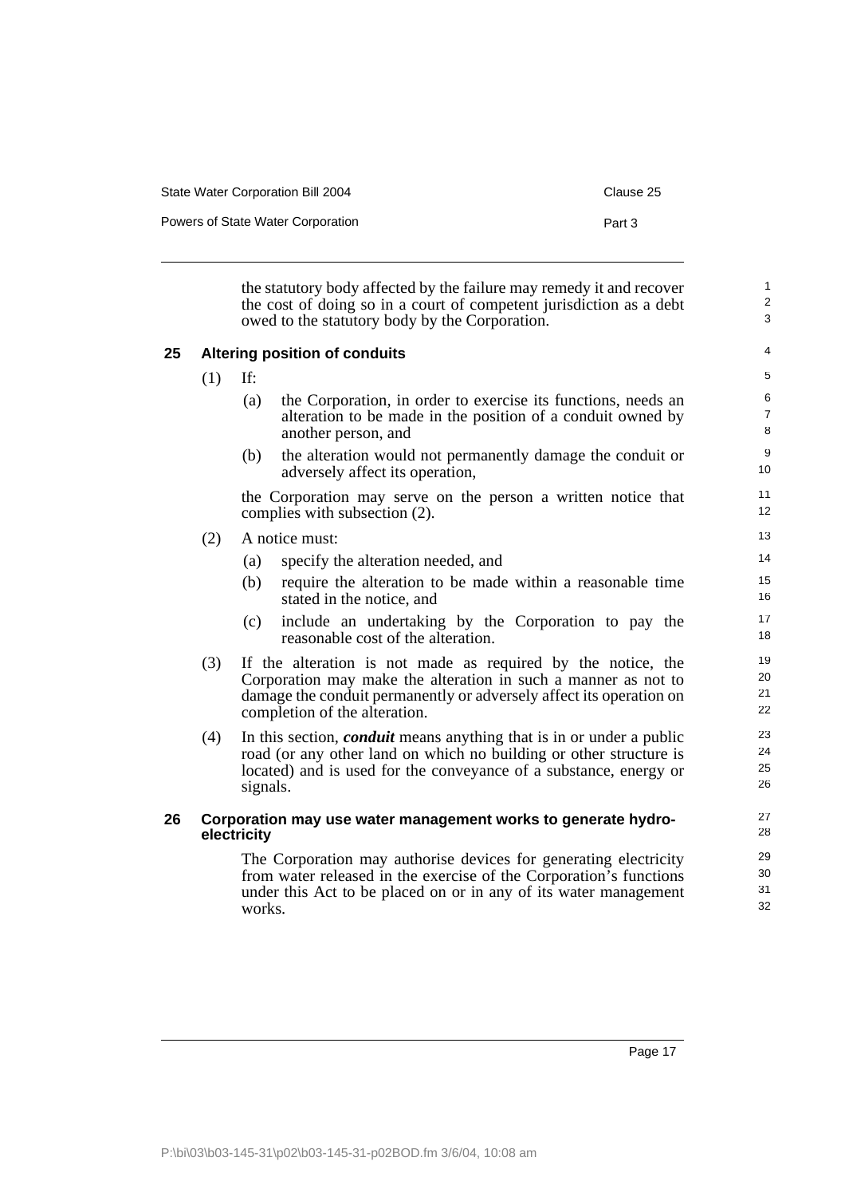the statutory body affected by the failure may remedy it and recover the cost of doing so in a court of competent jurisdiction as a debt owed to the statutory body by the Corporation.

## 25 Altering position of conduits

(1) If:

(a) the Corporation, in order to exercise its functions, needs an alteration to be made in the position of a conduit owned by another person, and

(b) the alteration would not permanently damage the conduit or adversely affect its operation,

the Corporation may serve on the person a written notice that complies with subsection (2).

(2) A notice must:

(a) specify the alteration needed, and

(b) require the alteration to be made within a reasonable time stated in the notice, and

(c) include an undertaking by the Corporation to pay the reasonable cost of the alteration.

(3) If the alteration is not made as required by the notice, the Corporation may make the alteration in such a manner as not to damage the conduit permanently or adversely affect its operation on completion of the alteration.

(4) In this section, ***conduit*** means anything that is in or under a public road (or any other land on which no building or other structure is located) and is used for the conveyance of a substance, energy or signals.

## 26 Corporation may use water management works to generate hydro-electricity

The Corporation may authorise devices for generating electricity from water released in the exercise of the Corporation's functions under this Act to be placed on or in any of its water management works.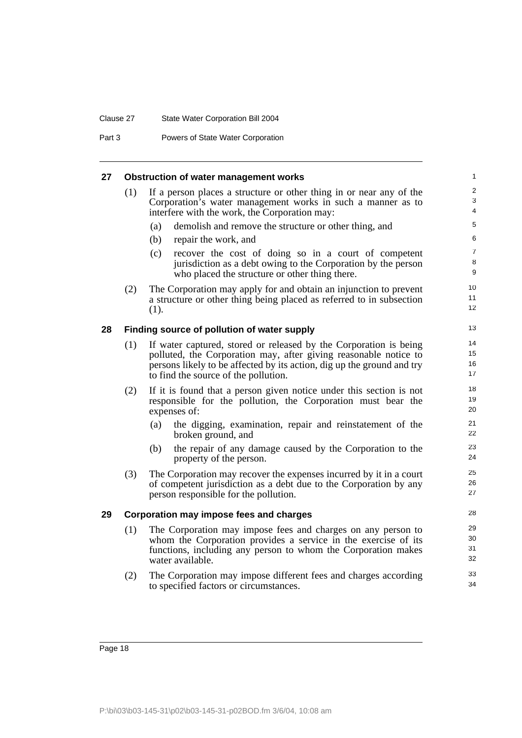## 27 Obstruction of water management works

(1) If a person places a structure or other thing in or near any of the Corporation's water management works in such a manner as to interfere with the work, the Corporation may:

(a) demolish and remove the structure or other thing, and

(b) repair the work, and

(c) recover the cost of doing so in a court of competent jurisdiction as a debt owing to the Corporation by the person who placed the structure or other thing there.

(2) The Corporation may apply for and obtain an injunction to prevent a structure or other thing being placed as referred to in subsection (1).

## 28 Finding source of pollution of water supply

(1) If water captured, stored or released by the Corporation is being polluted, the Corporation may, after giving reasonable notice to persons likely to be affected by its action, dig up the ground and try to find the source of the pollution.

(2) If it is found that a person given notice under this section is not responsible for the pollution, the Corporation must bear the expenses of:

(a) the digging, examination, repair and reinstatement of the broken ground, and

(b) the repair of any damage caused by the Corporation to the property of the person.

(3) The Corporation may recover the expenses incurred by it in a court of competent jurisdiction as a debt due to the Corporation by any person responsible for the pollution.

## 29 Corporation may impose fees and charges

(1) The Corporation may impose fees and charges on any person to whom the Corporation provides a service in the exercise of its functions, including any person to whom the Corporation makes water available.

(2) The Corporation may impose different fees and charges according to specified factors or circumstances.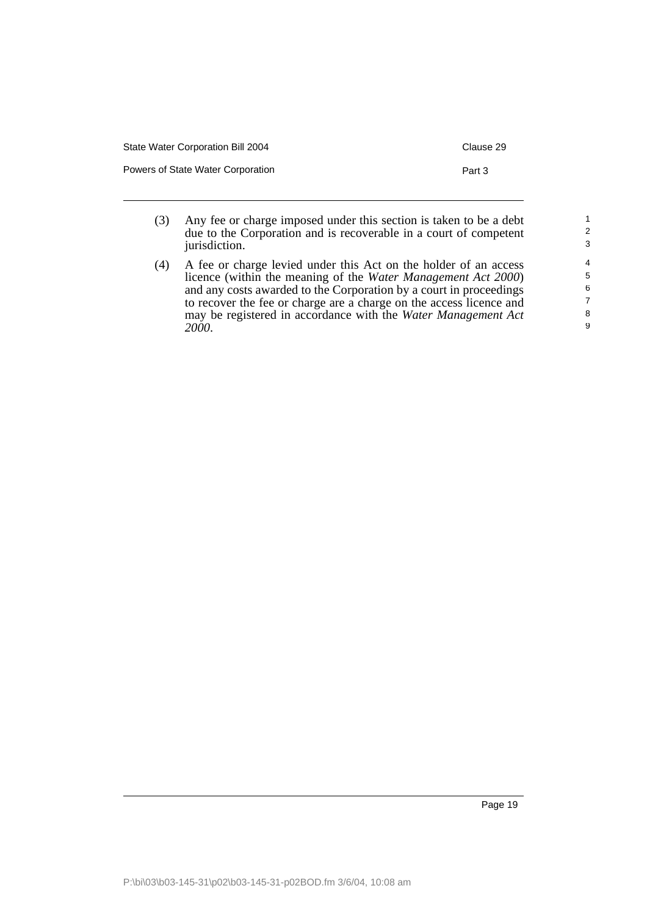(3) Any fee or charge imposed under this section is taken to be a debt due to the Corporation and is recoverable in a court of competent jurisdiction.

(4) A fee or charge levied under this Act on the holder of an access licence (within the meaning of the *Water Management Act 2000*) and any costs awarded to the Corporation by a court in proceedings to recover the fee or charge are a charge on the access licence and may be registered in accordance with the *Water Management Act 2000*.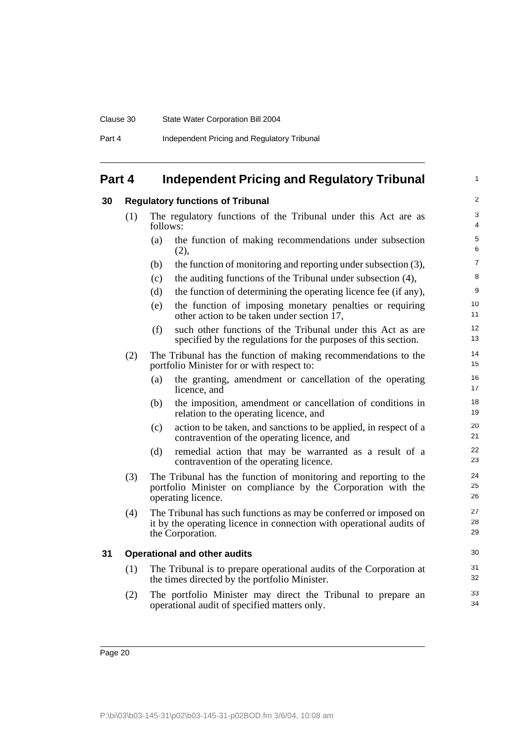# Part 4 Independent Pricing and Regulatory Tribunal

## 30 Regulatory functions of Tribunal

(1) The regulatory functions of the Tribunal under this Act are as follows:

- (a) the function of making recommendations under subsection (2),
- (b) the function of monitoring and reporting under subsection (3),
- (c) the auditing functions of the Tribunal under subsection (4),
- (d) the function of determining the operating licence fee (if any),
- (e) the function of imposing monetary penalties or requiring other action to be taken under section 17,
- (f) such other functions of the Tribunal under this Act as are specified by the regulations for the purposes of this section.

(2) The Tribunal has the function of making recommendations to the portfolio Minister for or with respect to:

- (a) the granting, amendment or cancellation of the operating licence, and
- (b) the imposition, amendment or cancellation of conditions in relation to the operating licence, and
- (c) action to be taken, and sanctions to be applied, in respect of a contravention of the operating licence, and
- (d) remedial action that may be warranted as a result of a contravention of the operating licence.

(3) The Tribunal has the function of monitoring and reporting to the portfolio Minister on compliance by the Corporation with the operating licence.

(4) The Tribunal has such functions as may be conferred or imposed on it by the operating licence in connection with operational audits of the Corporation.

## 31 Operational and other audits

(1) The Tribunal is to prepare operational audits of the Corporation at the times directed by the portfolio Minister.

(2) The portfolio Minister may direct the Tribunal to prepare an operational audit of specified matters only.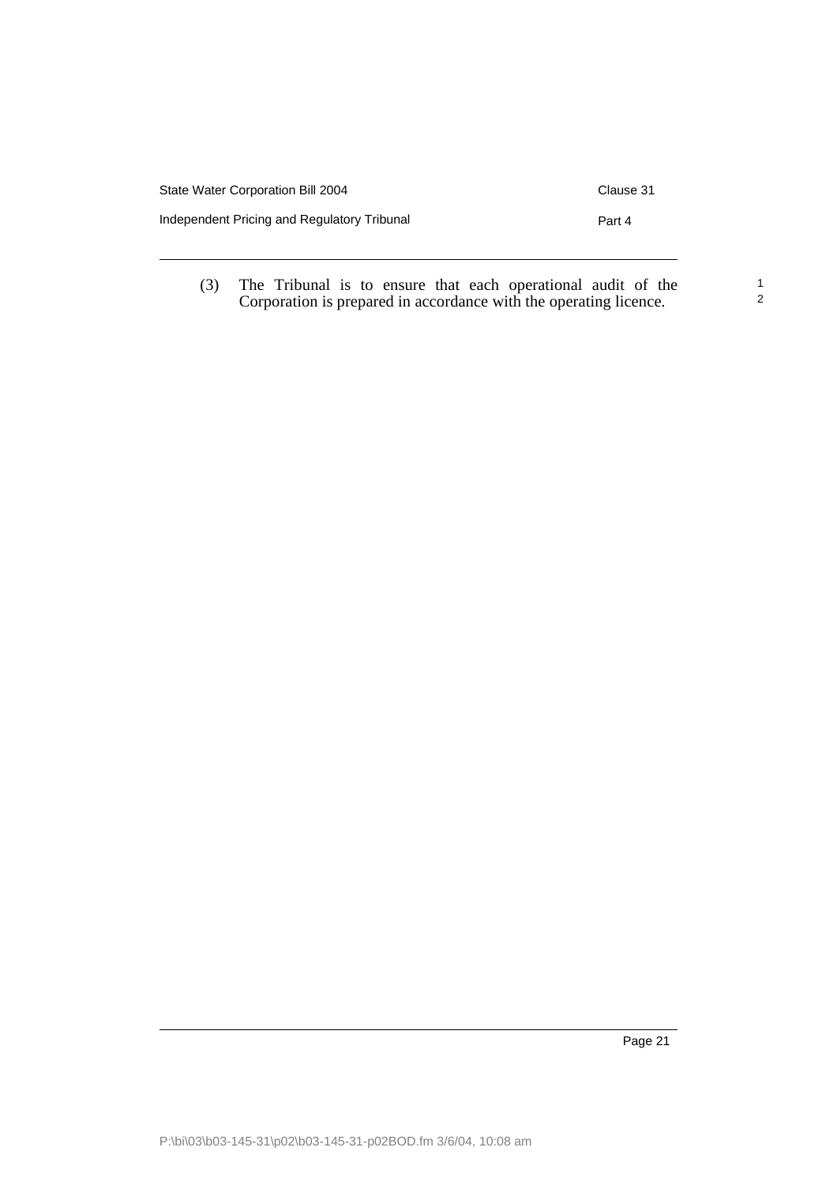(3) The Tribunal is to ensure that each operational audit of the Corporation is prepared in accordance with the operating licence.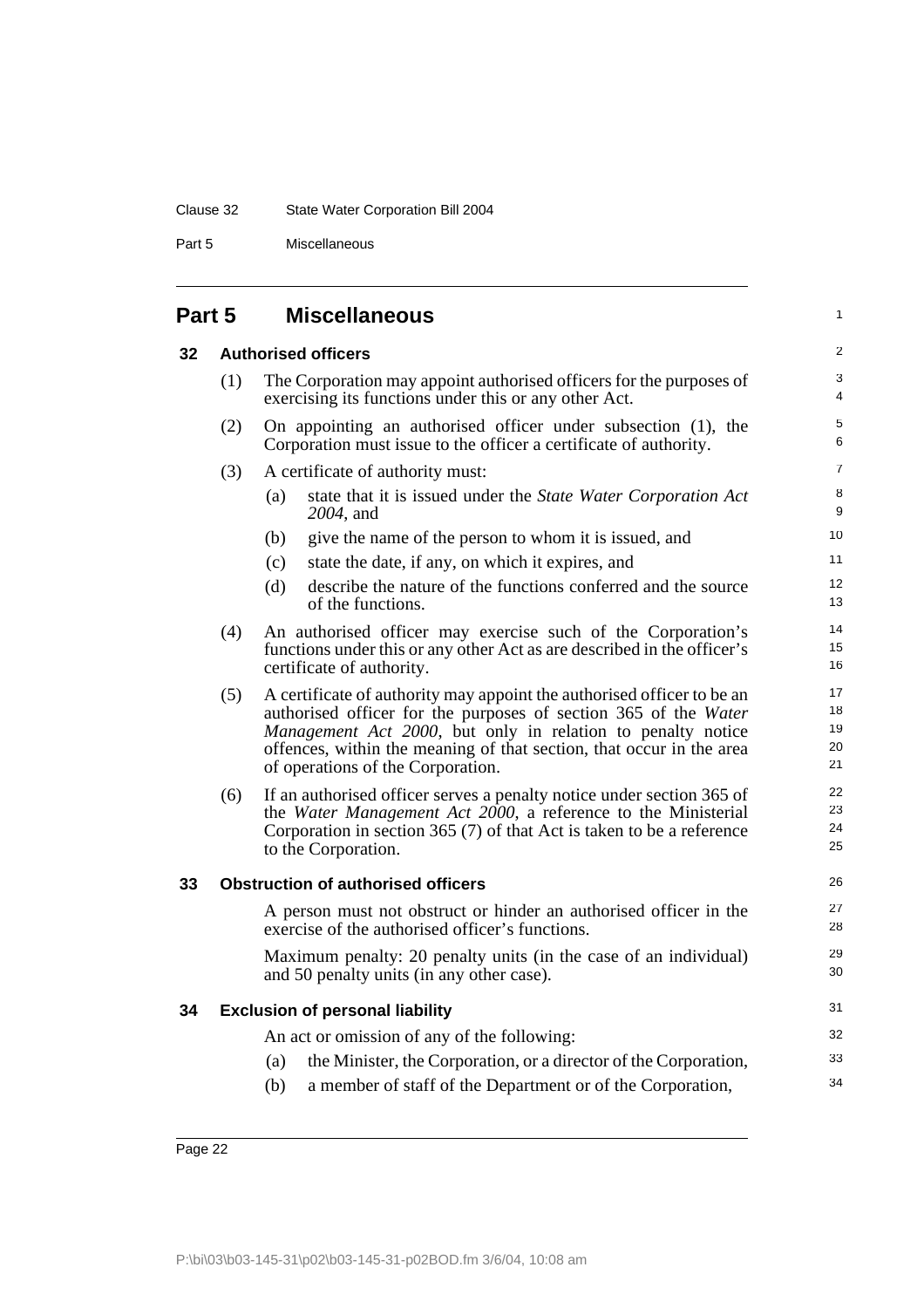## Part 5 Miscellaneous

### 32 Authorised officers

(1) The Corporation may appoint authorised officers for the purposes of exercising its functions under this or any other Act.

(2) On appointing an authorised officer under subsection (1), the Corporation must issue to the officer a certificate of authority.

(3) A certificate of authority must:

- (a) state that it is issued under the *State Water Corporation Act 2004*, and
- (b) give the name of the person to whom it is issued, and
- (c) state the date, if any, on which it expires, and
- (d) describe the nature of the functions conferred and the source of the functions.

(4) An authorised officer may exercise such of the Corporation's functions under this or any other Act as are described in the officer's certificate of authority.

(5) A certificate of authority may appoint the authorised officer to be an authorised officer for the purposes of section 365 of the *Water Management Act 2000*, but only in relation to penalty notice offences, within the meaning of that section, that occur in the area of operations of the Corporation.

(6) If an authorised officer serves a penalty notice under section 365 of the *Water Management Act 2000*, a reference to the Ministerial Corporation in section 365 (7) of that Act is taken to be a reference to the Corporation.

### 33 Obstruction of authorised officers

A person must not obstruct or hinder an authorised officer in the exercise of the authorised officer's functions.

Maximum penalty: 20 penalty units (in the case of an individual) and 50 penalty units (in any other case).

### 34 Exclusion of personal liability

An act or omission of any of the following:

- (a) the Minister, the Corporation, or a director of the Corporation,
- (b) a member of staff of the Department or of the Corporation,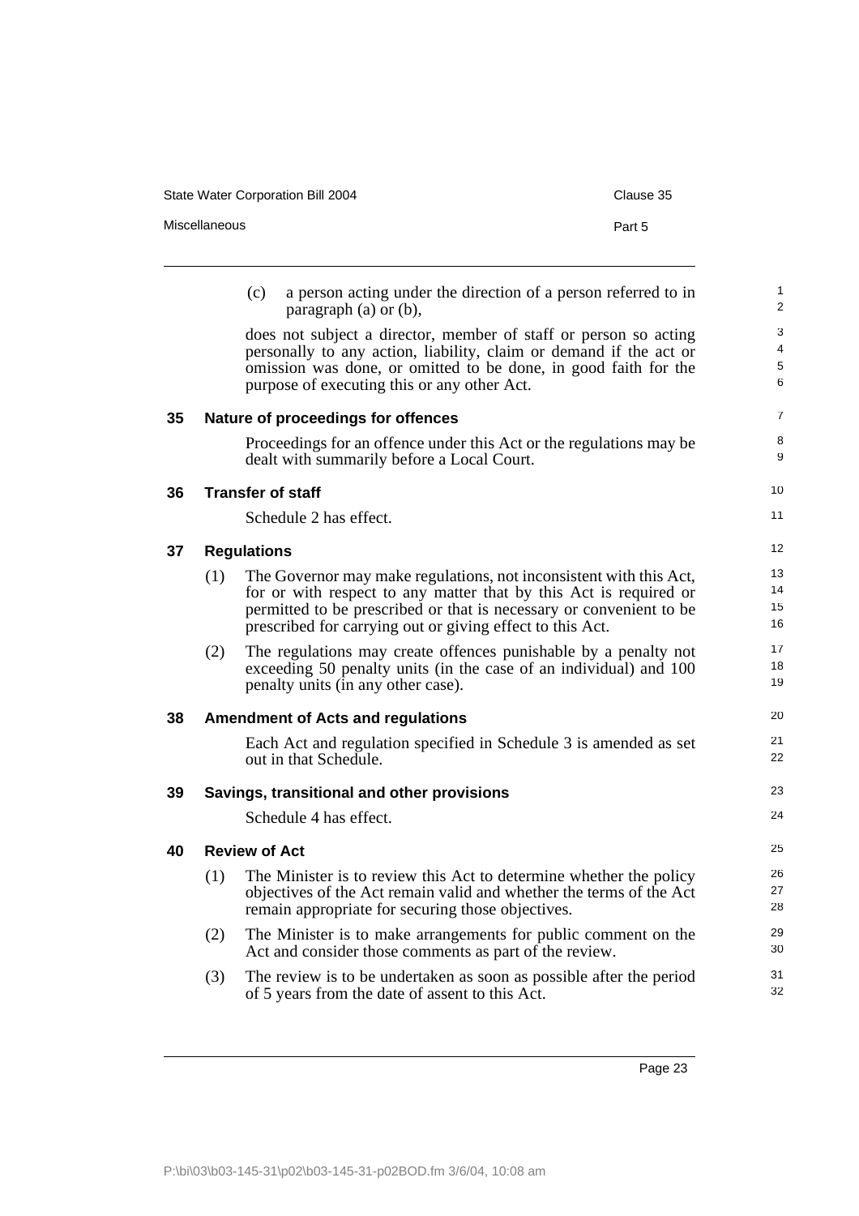(c) a person acting under the direction of a person referred to in paragraph (a) or (b),

does not subject a director, member of staff or person so acting personally to any action, liability, claim or demand if the act or omission was done, or omitted to be done, in good faith for the purpose of executing this or any other Act.

## 35 Nature of proceedings for offences

Proceedings for an offence under this Act or the regulations may be dealt with summarily before a Local Court.

## 36 Transfer of staff

Schedule 2 has effect.

## 37 Regulations

(1) The Governor may make regulations, not inconsistent with this Act, for or with respect to any matter that by this Act is required or permitted to be prescribed or that is necessary or convenient to be prescribed for carrying out or giving effect to this Act.

(2) The regulations may create offences punishable by a penalty not exceeding 50 penalty units (in the case of an individual) and 100 penalty units (in any other case).

## 38 Amendment of Acts and regulations

Each Act and regulation specified in Schedule 3 is amended as set out in that Schedule.

## 39 Savings, transitional and other provisions

Schedule 4 has effect.

## 40 Review of Act

(1) The Minister is to review this Act to determine whether the policy objectives of the Act remain valid and whether the terms of the Act remain appropriate for securing those objectives.

(2) The Minister is to make arrangements for public comment on the Act and consider those comments as part of the review.

(3) The review is to be undertaken as soon as possible after the period of 5 years from the date of assent to this Act.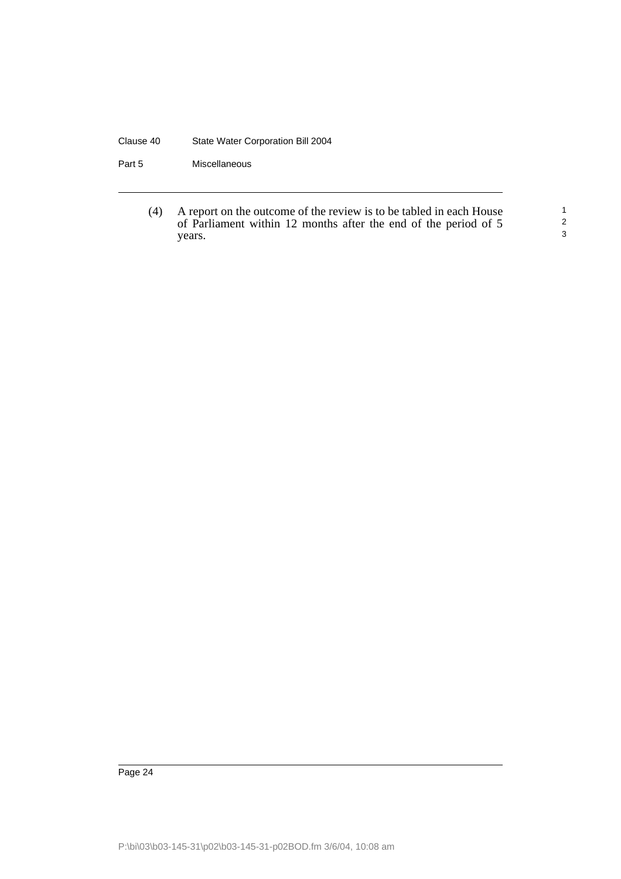(4) A report on the outcome of the review is to be tabled in each House of Parliament within 12 months after the end of the period of 5 years.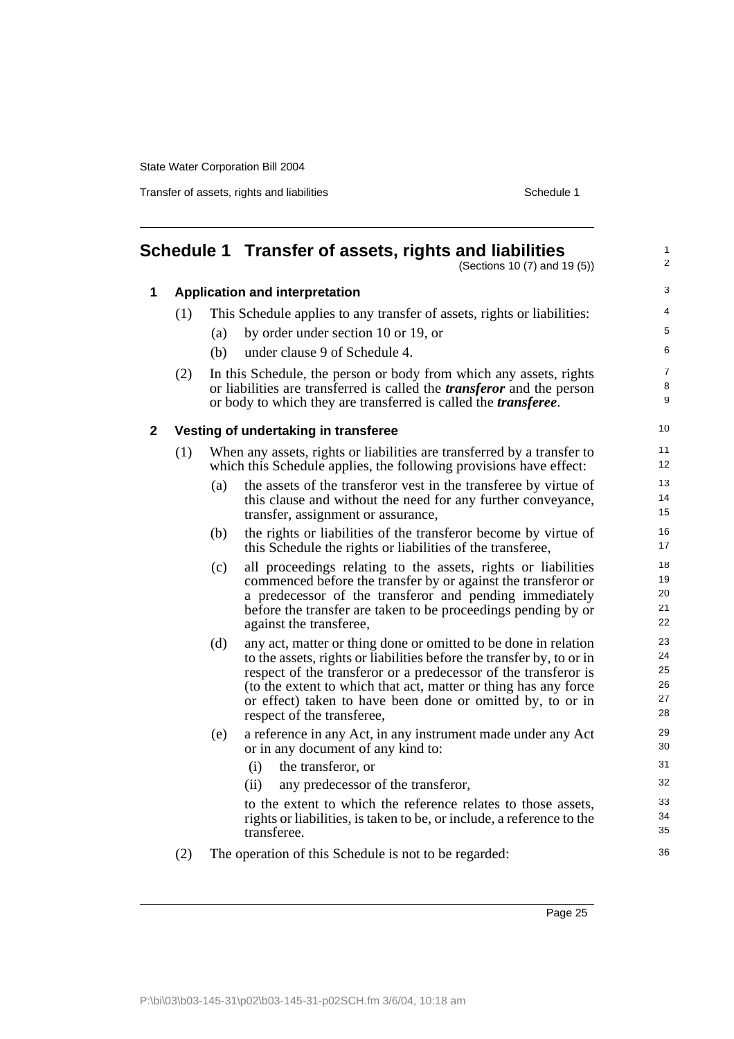# Schedule 1 Transfer of assets, rights and liabilities

(Sections 10 (7) and 19 (5))

## 1 Application and interpretation

(1) This Schedule applies to any transfer of assets, rights or liabilities:

- (a) by order under section 10 or 19, or
- (b) under clause 9 of Schedule 4.

(2) In this Schedule, the person or body from which any assets, rights or liabilities are transferred is called the ***transferor*** and the person or body to which they are transferred is called the ***transferee***.

## 2 Vesting of undertaking in transferee

(1) When any assets, rights or liabilities are transferred by a transfer to which this Schedule applies, the following provisions have effect:

- (a) the assets of the transferor vest in the transferee by virtue of this clause and without the need for any further conveyance, transfer, assignment or assurance,
- (b) the rights or liabilities of the transferor become by virtue of this Schedule the rights or liabilities of the transferee,
- (c) all proceedings relating to the assets, rights or liabilities commenced before the transfer by or against the transferor or a predecessor of the transferor and pending immediately before the transfer are taken to be proceedings pending by or against the transferee,
- (d) any act, matter or thing done or omitted to be done in relation to the assets, rights or liabilities before the transfer by, to or in respect of the transferor or a predecessor of the transferor is (to the extent to which that act, matter or thing has any force or effect) taken to have been done or omitted by, to or in respect of the transferee,
- (e) a reference in any Act, in any instrument made under any Act or in any document of any kind to:
  - (i) the transferor, or
  - (ii) any predecessor of the transferor,

  to the extent to which the reference relates to those assets, rights or liabilities, is taken to be, or include, a reference to the transferee.

(2) The operation of this Schedule is not to be regarded: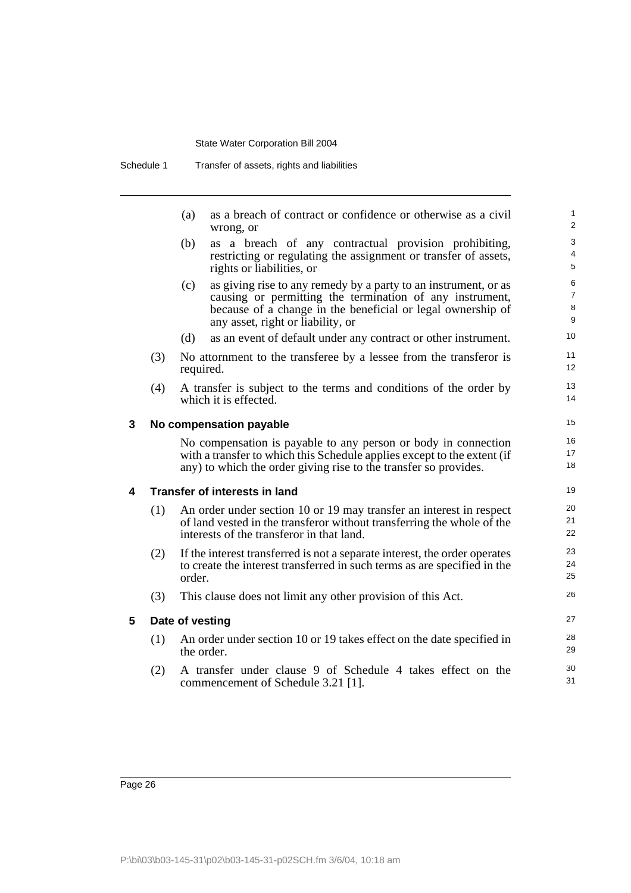(a) as a breach of contract or confidence or otherwise as a civil wrong, or

(b) as a breach of any contractual provision prohibiting, restricting or regulating the assignment or transfer of assets, rights or liabilities, or

(c) as giving rise to any remedy by a party to an instrument, or as causing or permitting the termination of any instrument, because of a change in the beneficial or legal ownership of any asset, right or liability, or

(d) as an event of default under any contract or other instrument.

(3) No attornment to the transferee by a lessee from the transferor is required.

(4) A transfer is subject to the terms and conditions of the order by which it is effected.

## 3 No compensation payable

No compensation is payable to any person or body in connection with a transfer to which this Schedule applies except to the extent (if any) to which the order giving rise to the transfer so provides.

## 4 Transfer of interests in land

(1) An order under section 10 or 19 may transfer an interest in respect of land vested in the transferor without transferring the whole of the interests of the transferor in that land.

(2) If the interest transferred is not a separate interest, the order operates to create the interest transferred in such terms as are specified in the order.

(3) This clause does not limit any other provision of this Act.

## 5 Date of vesting

(1) An order under section 10 or 19 takes effect on the date specified in the order.

(2) A transfer under clause 9 of Schedule 4 takes effect on the commencement of Schedule 3.21 [1].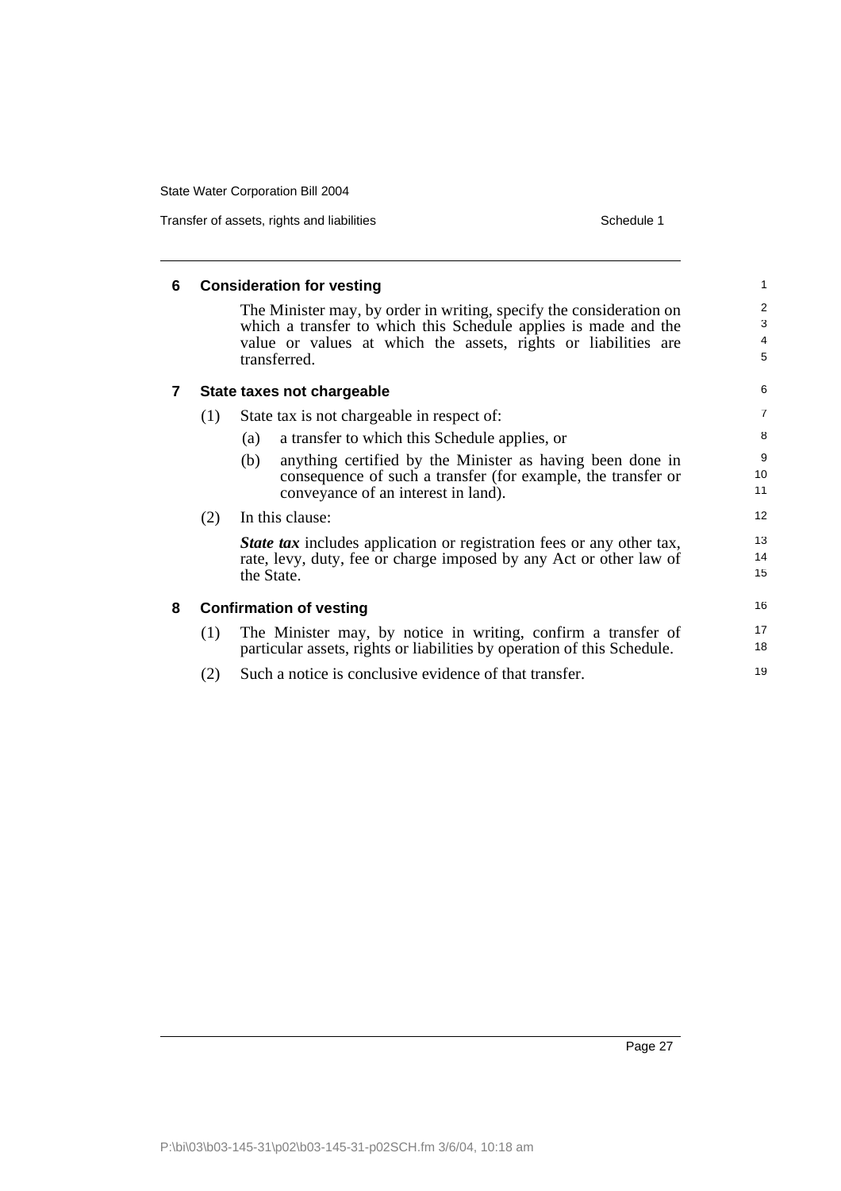## 6 Consideration for vesting

The Minister may, by order in writing, specify the consideration on which a transfer to which this Schedule applies is made and the value or values at which the assets, rights or liabilities are transferred.

## 7 State taxes not chargeable

(1) State tax is not chargeable in respect of:

(a) a transfer to which this Schedule applies, or

(b) anything certified by the Minister as having been done in consequence of such a transfer (for example, the transfer or conveyance of an interest in land).

(2) In this clause:

***State tax*** includes application or registration fees or any other tax, rate, levy, duty, fee or charge imposed by any Act or other law of the State.

## 8 Confirmation of vesting

(1) The Minister may, by notice in writing, confirm a transfer of particular assets, rights or liabilities by operation of this Schedule.

(2) Such a notice is conclusive evidence of that transfer.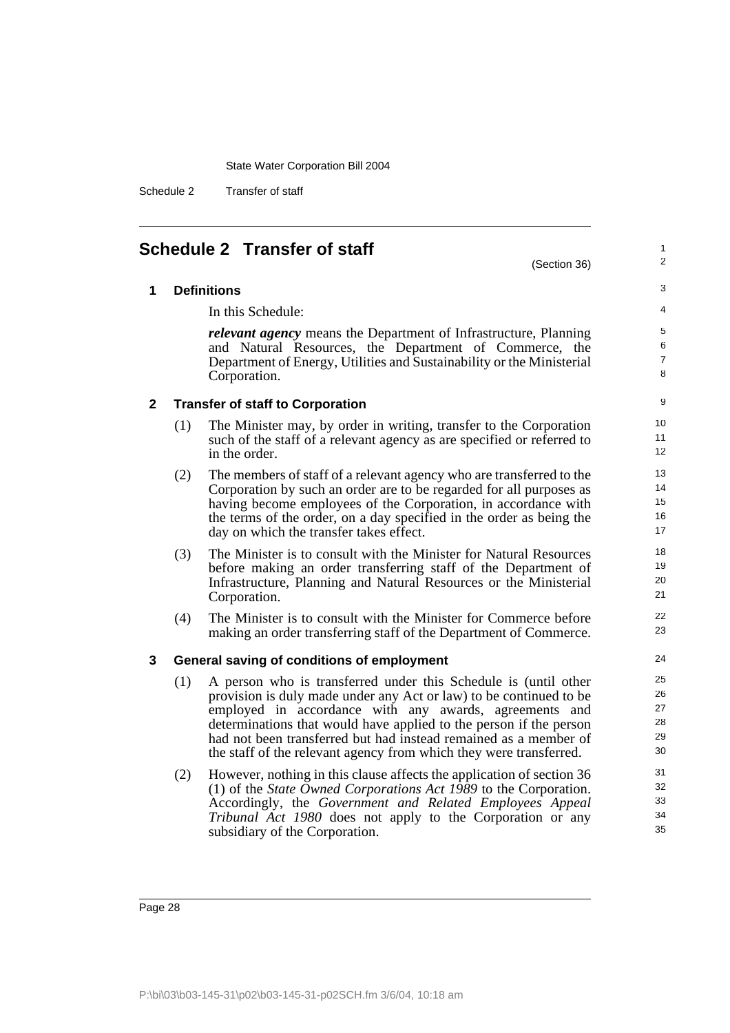# Schedule 2 Transfer of staff

(Section 36)

## 1 Definitions

In this Schedule:

***relevant agency*** means the Department of Infrastructure, Planning and Natural Resources, the Department of Commerce, the Department of Energy, Utilities and Sustainability or the Ministerial Corporation.

## 2 Transfer of staff to Corporation

(1) The Minister may, by order in writing, transfer to the Corporation such of the staff of a relevant agency as are specified or referred to in the order.

(2) The members of staff of a relevant agency who are transferred to the Corporation by such an order are to be regarded for all purposes as having become employees of the Corporation, in accordance with the terms of the order, on a day specified in the order as being the day on which the transfer takes effect.

(3) The Minister is to consult with the Minister for Natural Resources before making an order transferring staff of the Department of Infrastructure, Planning and Natural Resources or the Ministerial Corporation.

(4) The Minister is to consult with the Minister for Commerce before making an order transferring staff of the Department of Commerce.

## 3 General saving of conditions of employment

(1) A person who is transferred under this Schedule is (until other provision is duly made under any Act or law) to be continued to be employed in accordance with any awards, agreements and determinations that would have applied to the person if the person had not been transferred but had instead remained as a member of the staff of the relevant agency from which they were transferred.

(2) However, nothing in this clause affects the application of section 36 (1) of the *State Owned Corporations Act 1989* to the Corporation. Accordingly, the *Government and Related Employees Appeal Tribunal Act 1980* does not apply to the Corporation or any subsidiary of the Corporation.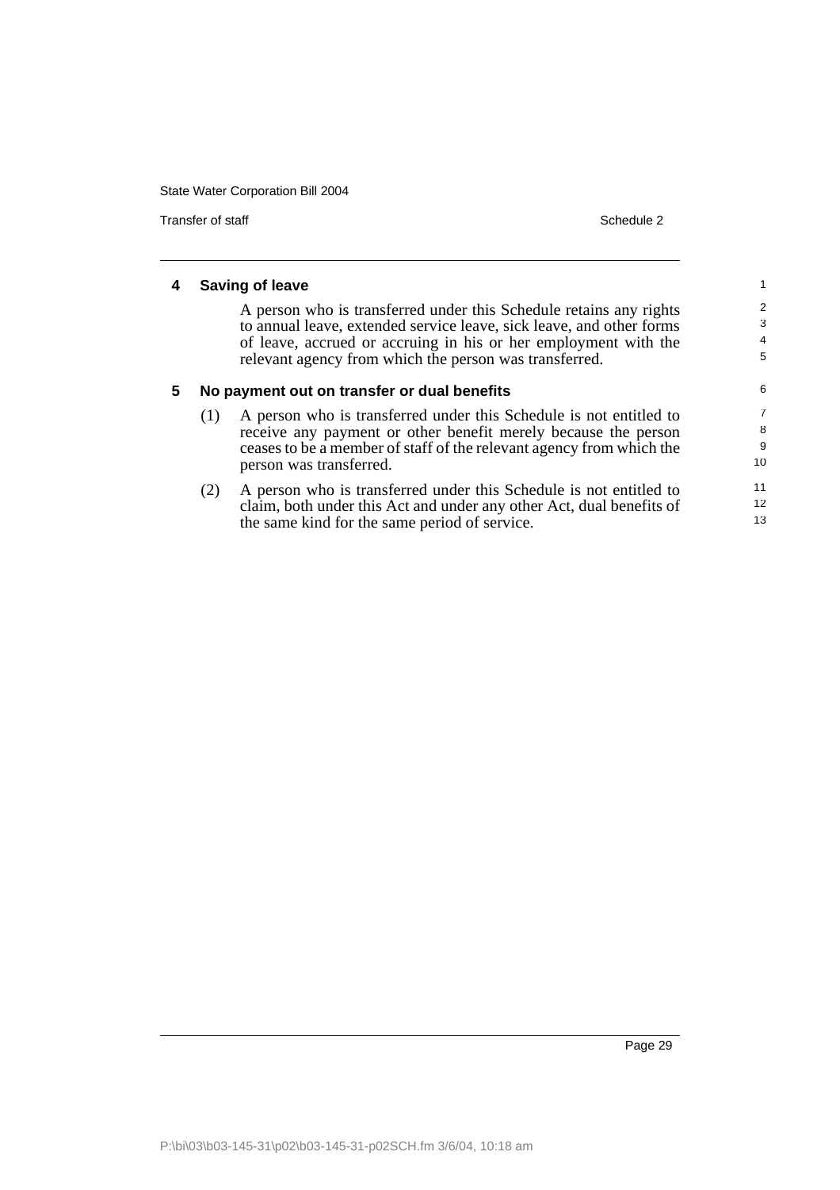## 4 Saving of leave

A person who is transferred under this Schedule retains any rights to annual leave, extended service leave, sick leave, and other forms of leave, accrued or accruing in his or her employment with the relevant agency from which the person was transferred.

## 5 No payment out on transfer or dual benefits

(1) A person who is transferred under this Schedule is not entitled to receive any payment or other benefit merely because the person ceases to be a member of staff of the relevant agency from which the person was transferred.

(2) A person who is transferred under this Schedule is not entitled to claim, both under this Act and under any other Act, dual benefits of the same kind for the same period of service.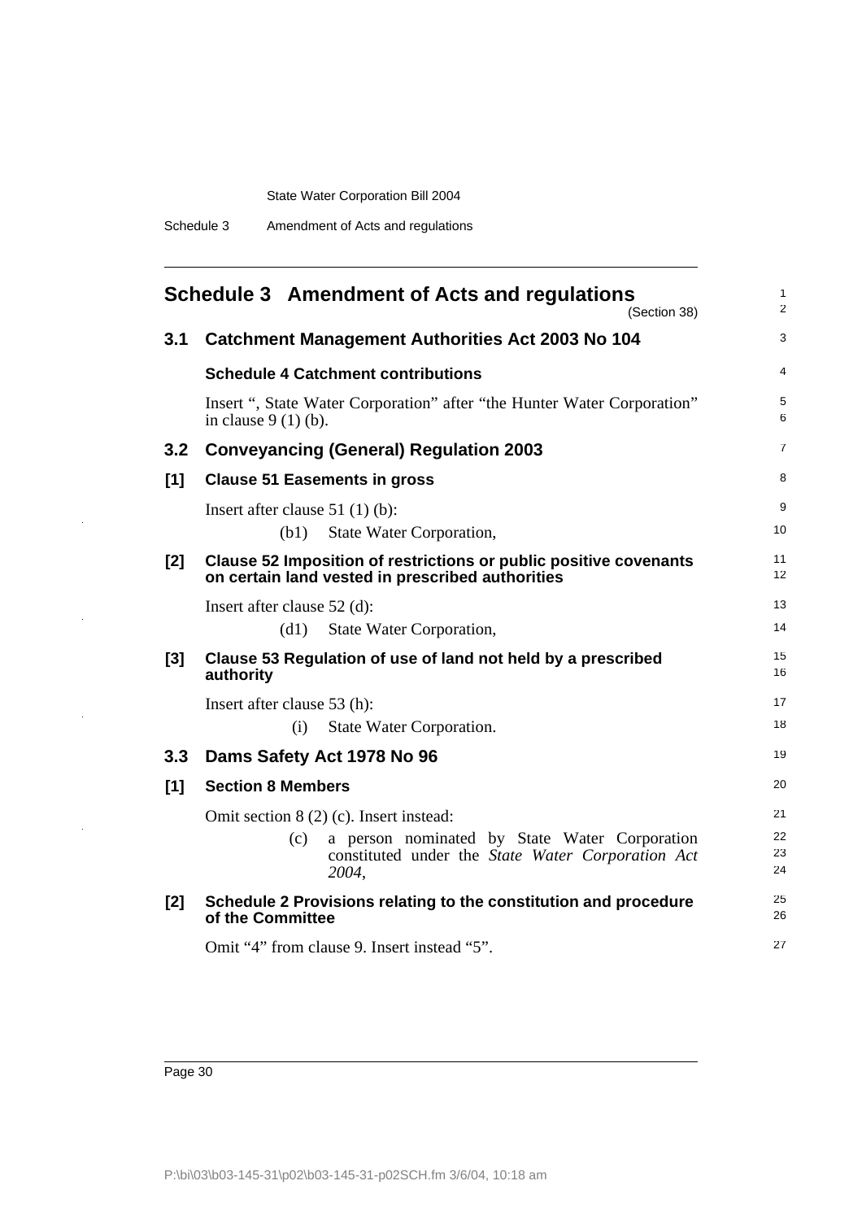# Schedule 3 Amendment of Acts and regulations

(Section 38)

## 3.1 Catchment Management Authorities Act 2003 No 104

### Schedule 4 Catchment contributions

Insert ", State Water Corporation" after "the Hunter Water Corporation" in clause 9 (1) (b).

## 3.2 Conveyancing (General) Regulation 2003

### [1] Clause 51 Easements in gross

Insert after clause 51 (1) (b):

(b1) State Water Corporation,

### [2] Clause 52 Imposition of restrictions or public positive covenants on certain land vested in prescribed authorities

Insert after clause 52 (d):

(d1) State Water Corporation,

### [3] Clause 53 Regulation of use of land not held by a prescribed authority

Insert after clause 53 (h):

(i) State Water Corporation.

## 3.3 Dams Safety Act 1978 No 96

### [1] Section 8 Members

Omit section 8 (2) (c). Insert instead:

(c) a person nominated by State Water Corporation constituted under the *State Water Corporation Act 2004*,

### [2] Schedule 2 Provisions relating to the constitution and procedure of the Committee

Omit "4" from clause 9. Insert instead "5".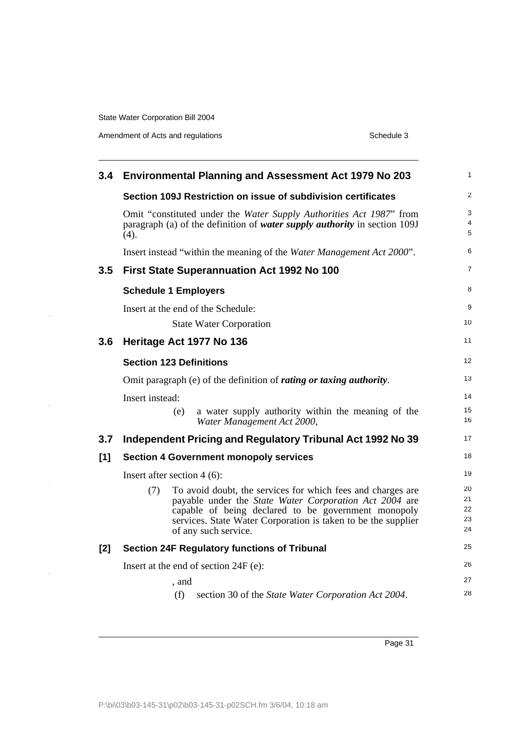## 3.4 Environmental Planning and Assessment Act 1979 No 203

### Section 109J Restriction on issue of subdivision certificates

Omit "constituted under the *Water Supply Authorities Act 1987*" from paragraph (a) of the definition of ***water supply authority*** in section 109J (4).

Insert instead "within the meaning of the *Water Management Act 2000*".

## 3.5 First State Superannuation Act 1992 No 100

### Schedule 1 Employers

Insert at the end of the Schedule:

State Water Corporation

## 3.6 Heritage Act 1977 No 136

### Section 123 Definitions

Omit paragraph (e) of the definition of ***rating or taxing authority***.

Insert instead:

(e) a water supply authority within the meaning of the *Water Management Act 2000*,

## 3.7 Independent Pricing and Regulatory Tribunal Act 1992 No 39

### [1] Section 4 Government monopoly services

Insert after section 4 (6):

(7) To avoid doubt, the services for which fees and charges are payable under the *State Water Corporation Act 2004* are capable of being declared to be government monopoly services. State Water Corporation is taken to be the supplier of any such service.

### [2] Section 24F Regulatory functions of Tribunal

Insert at the end of section 24F (e):

, and

(f) section 30 of the *State Water Corporation Act 2004*.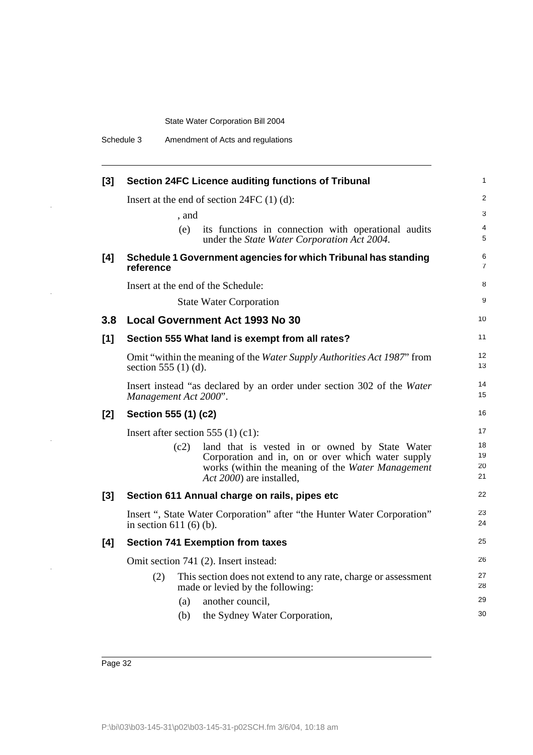**[3] Section 24FC Licence auditing functions of Tribunal**

Insert at the end of section 24FC (1) (d):

, and

(e) its functions in connection with operational audits under the *State Water Corporation Act 2004*.

**[4] Schedule 1 Government agencies for which Tribunal has standing reference**

Insert at the end of the Schedule:

State Water Corporation

## 3.8 Local Government Act 1993 No 30

**[1] Section 555 What land is exempt from all rates?**

Omit "within the meaning of the *Water Supply Authorities Act 1987*" from section 555 (1) (d).

Insert instead "as declared by an order under section 302 of the *Water Management Act 2000*".

**[2] Section 555 (1) (c2)**

Insert after section 555 (1) (c1):

(c2) land that is vested in or owned by State Water Corporation and in, on or over which water supply works (within the meaning of the *Water Management Act 2000*) are installed,

**[3] Section 611 Annual charge on rails, pipes etc**

Insert ", State Water Corporation" after "the Hunter Water Corporation" in section 611 (6) (b).

**[4] Section 741 Exemption from taxes**

Omit section 741 (2). Insert instead:

(2) This section does not extend to any rate, charge or assessment made or levied by the following:

(a) another council,

(b) the Sydney Water Corporation,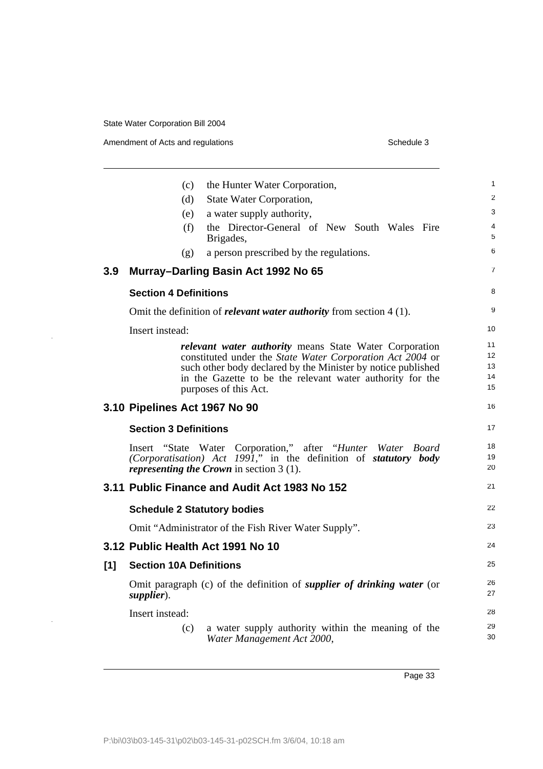(c) the Hunter Water Corporation,

(d) State Water Corporation,

(e) a water supply authority,

(f) the Director-General of New South Wales Fire Brigades,

(g) a person prescribed by the regulations.

## 3.9 Murray–Darling Basin Act 1992 No 65

### Section 4 Definitions

Omit the definition of ***relevant water authority*** from section 4 (1).

Insert instead:

> ***relevant water authority*** means State Water Corporation constituted under the *State Water Corporation Act 2004* or such other body declared by the Minister by notice published in the Gazette to be the relevant water authority for the purposes of this Act.

## 3.10 Pipelines Act 1967 No 90

### Section 3 Definitions

Insert "State Water Corporation," after "*Hunter Water Board (Corporatisation) Act 1991*," in the definition of ***statutory body representing the Crown*** in section 3 (1).

## 3.11 Public Finance and Audit Act 1983 No 152

### Schedule 2 Statutory bodies

Omit "Administrator of the Fish River Water Supply".

## 3.12 Public Health Act 1991 No 10

### [1] Section 10A Definitions

Omit paragraph (c) of the definition of ***supplier of drinking water*** (or ***supplier***).

Insert instead:

> (c) a water supply authority within the meaning of the *Water Management Act 2000*,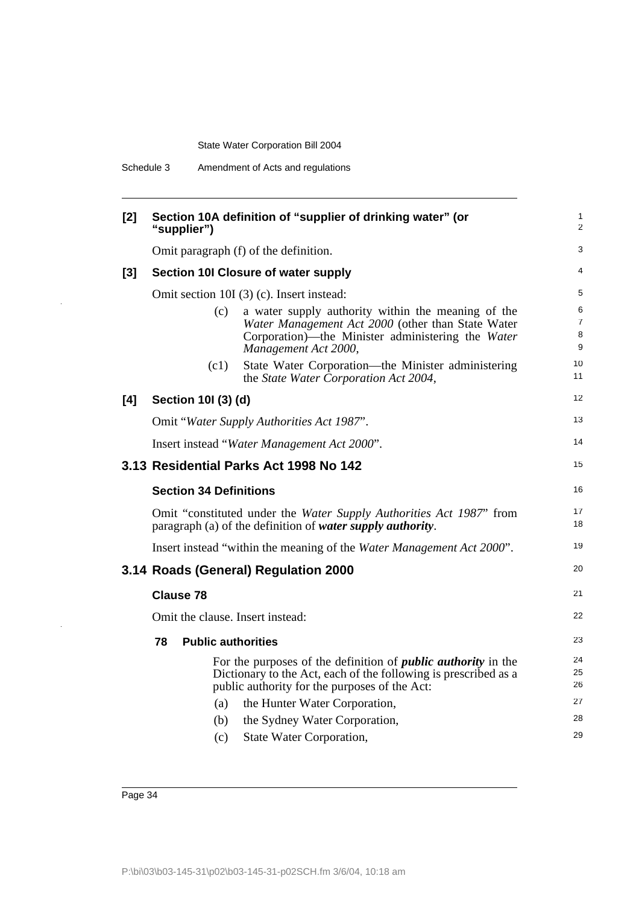**[2] Section 10A definition of "supplier of drinking water" (or "supplier")**

Omit paragraph (f) of the definition.

**[3] Section 10I Closure of water supply**

Omit section 10I (3) (c). Insert instead:

> (c) a water supply authority within the meaning of the *Water Management Act 2000* (other than State Water Corporation)—the Minister administering the *Water Management Act 2000*,
>
> (c1) State Water Corporation—the Minister administering the *State Water Corporation Act 2004*,

**[4] Section 10I (3) (d)**

Omit "*Water Supply Authorities Act 1987*".

Insert instead "*Water Management Act 2000*".

## 3.13 Residential Parks Act 1998 No 142

**Section 34 Definitions**

Omit "constituted under the *Water Supply Authorities Act 1987*" from paragraph (a) of the definition of ***water supply authority***.

Insert instead "within the meaning of the *Water Management Act 2000*".

## 3.14 Roads (General) Regulation 2000

**Clause 78**

Omit the clause. Insert instead:

> **78 Public authorities**
>
> For the purposes of the definition of ***public authority*** in the Dictionary to the Act, each of the following is prescribed as a public authority for the purposes of the Act:
>
> (a) the Hunter Water Corporation,
>
> (b) the Sydney Water Corporation,
>
> (c) State Water Corporation,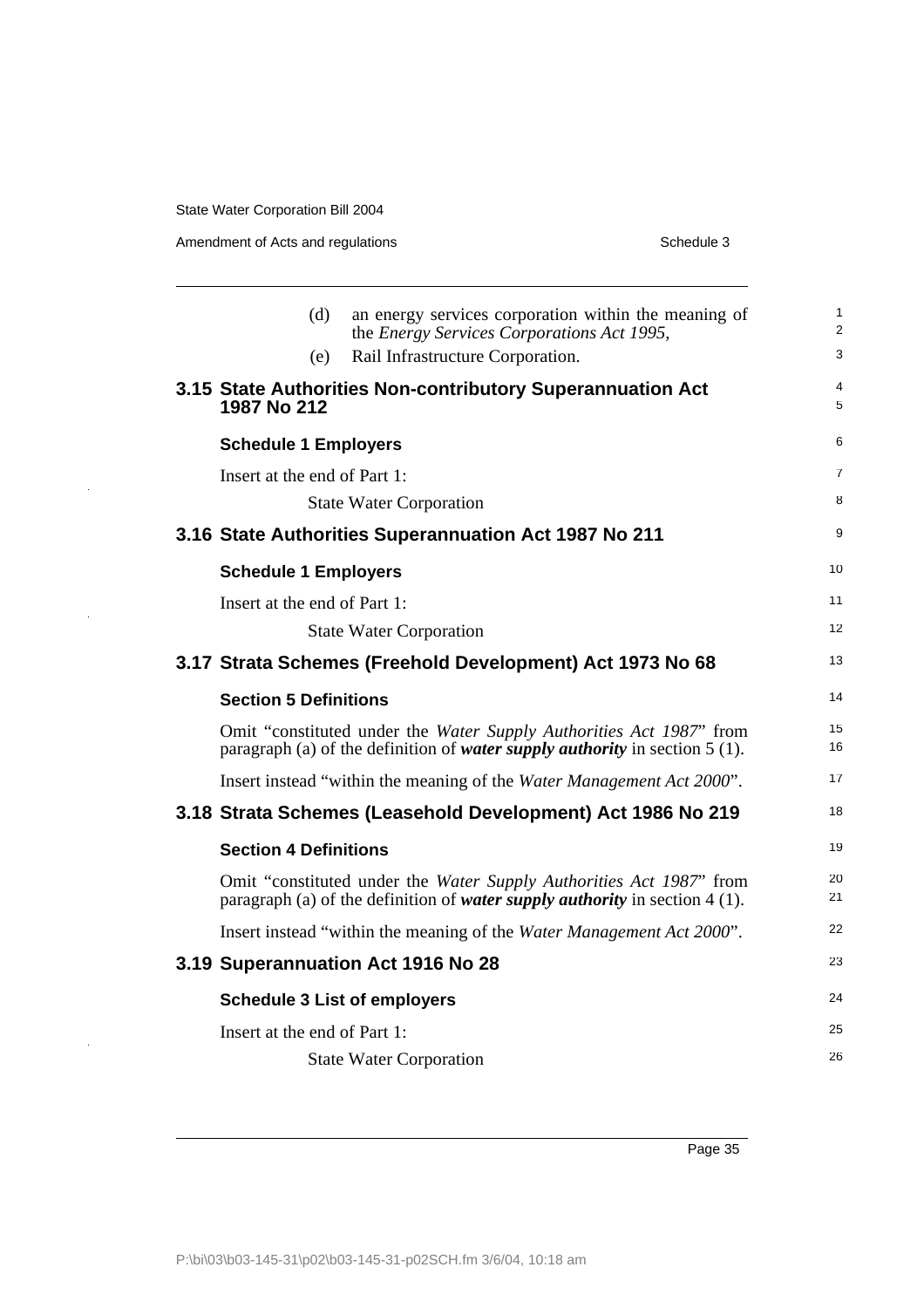(d) an energy services corporation within the meaning of the *Energy Services Corporations Act 1995*,

(e) Rail Infrastructure Corporation.

## 3.15 State Authorities Non-contributory Superannuation Act 1987 No 212

### Schedule 1 Employers

Insert at the end of Part 1:

State Water Corporation

## 3.16 State Authorities Superannuation Act 1987 No 211

### Schedule 1 Employers

Insert at the end of Part 1:

State Water Corporation

## 3.17 Strata Schemes (Freehold Development) Act 1973 No 68

### Section 5 Definitions

Omit "constituted under the *Water Supply Authorities Act 1987*" from paragraph (a) of the definition of ***water supply authority*** in section 5 (1).

Insert instead "within the meaning of the *Water Management Act 2000*".

## 3.18 Strata Schemes (Leasehold Development) Act 1986 No 219

### Section 4 Definitions

Omit "constituted under the *Water Supply Authorities Act 1987*" from paragraph (a) of the definition of ***water supply authority*** in section 4 (1).

Insert instead "within the meaning of the *Water Management Act 2000*".

## 3.19 Superannuation Act 1916 No 28

### Schedule 3 List of employers

Insert at the end of Part 1:

State Water Corporation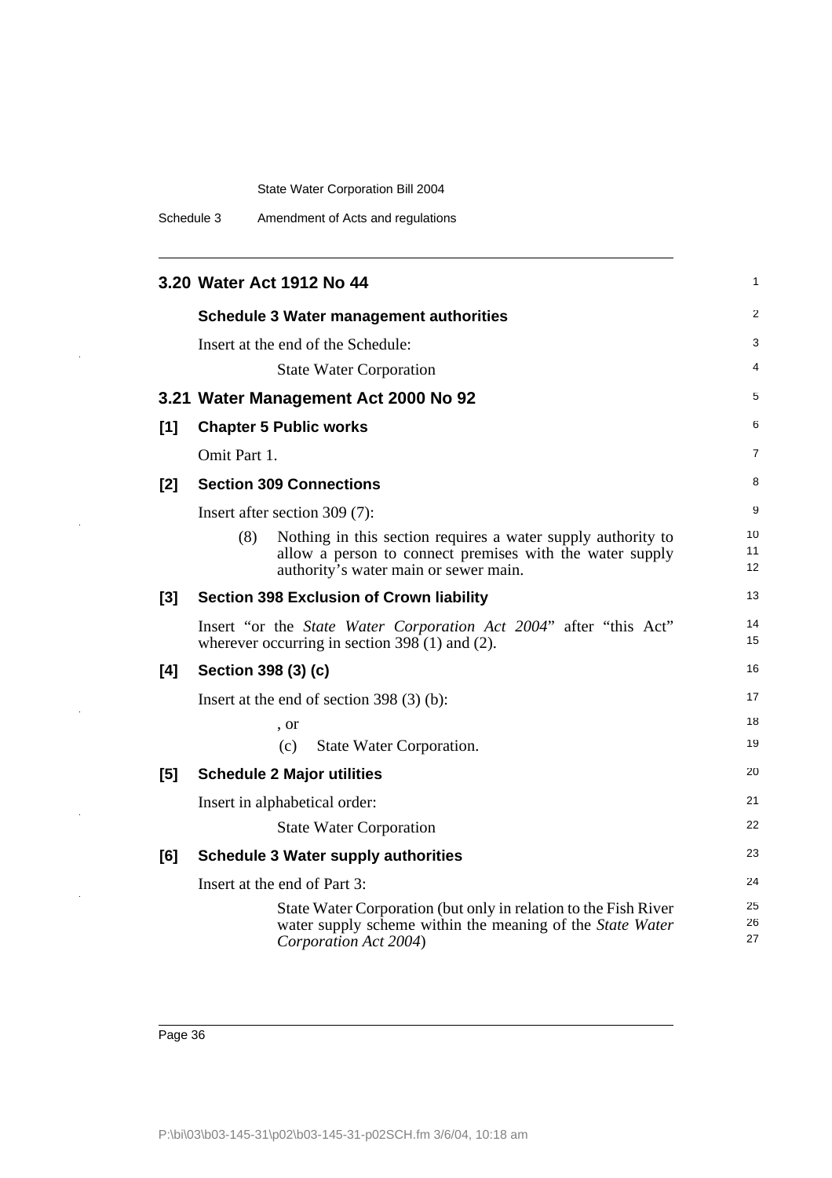## 3.20 Water Act 1912 No 44

### Schedule 3 Water management authorities

Insert at the end of the Schedule:

State Water Corporation

## 3.21 Water Management Act 2000 No 92

### [1] Chapter 5 Public works

Omit Part 1.

### [2] Section 309 Connections

Insert after section 309 (7):

(8) Nothing in this section requires a water supply authority to allow a person to connect premises with the water supply authority's water main or sewer main.

### [3] Section 398 Exclusion of Crown liability

Insert "or the *State Water Corporation Act 2004*" after "this Act" wherever occurring in section 398 (1) and (2).

### [4] Section 398 (3) (c)

Insert at the end of section 398 (3) (b):

, or

(c) State Water Corporation.

### [5] Schedule 2 Major utilities

Insert in alphabetical order:

State Water Corporation

### [6] Schedule 3 Water supply authorities

Insert at the end of Part 3:

State Water Corporation (but only in relation to the Fish River water supply scheme within the meaning of the *State Water Corporation Act 2004*)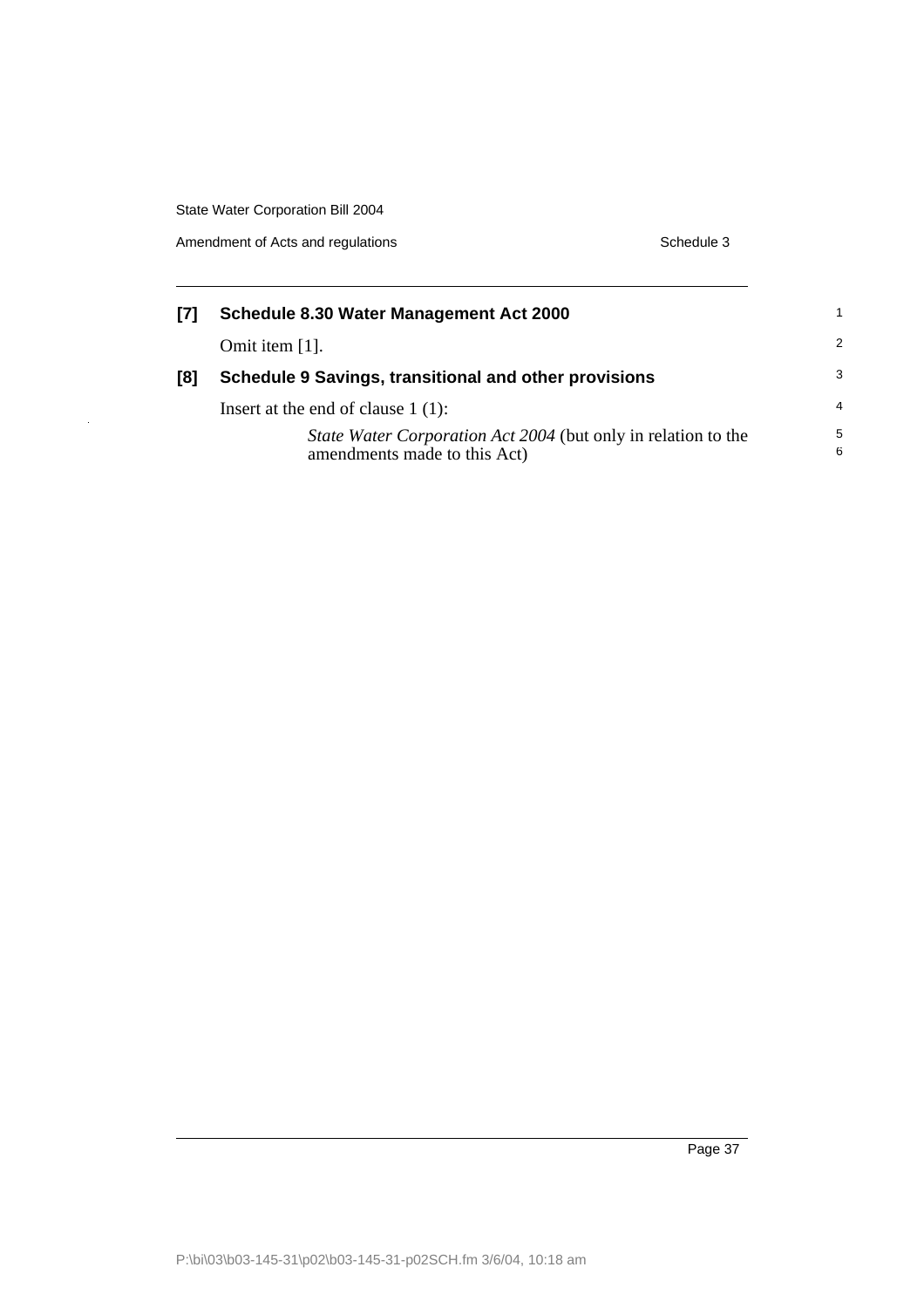**[7] Schedule 8.30 Water Management Act 2000**

Omit item [1].

**[8] Schedule 9 Savings, transitional and other provisions**

Insert at the end of clause 1 (1):

> *State Water Corporation Act 2004* (but only in relation to the amendments made to this Act)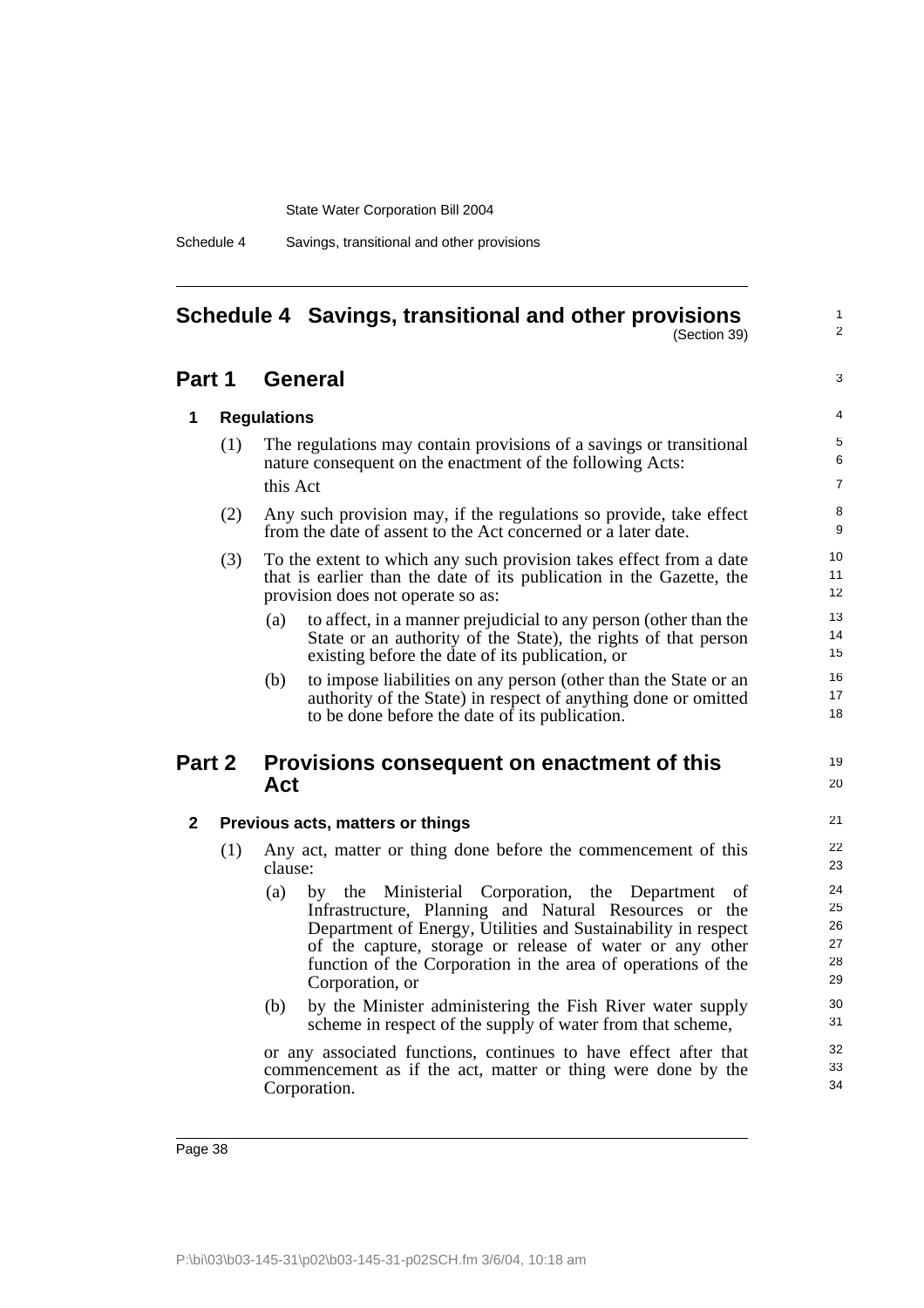# Schedule 4 Savings, transitional and other provisions

(Section 39)

## Part 1 General

### 1 Regulations

(1) The regulations may contain provisions of a savings or transitional nature consequent on the enactment of the following Acts:

this Act

(2) Any such provision may, if the regulations so provide, take effect from the date of assent to the Act concerned or a later date.

(3) To the extent to which any such provision takes effect from a date that is earlier than the date of its publication in the Gazette, the provision does not operate so as:

- (a) to affect, in a manner prejudicial to any person (other than the State or an authority of the State), the rights of that person existing before the date of its publication, or
- (b) to impose liabilities on any person (other than the State or an authority of the State) in respect of anything done or omitted to be done before the date of its publication.

## Part 2 Provisions consequent on enactment of this Act

### 2 Previous acts, matters or things

(1) Any act, matter or thing done before the commencement of this clause:

- (a) by the Ministerial Corporation, the Department of Infrastructure, Planning and Natural Resources or the Department of Energy, Utilities and Sustainability in respect of the capture, storage or release of water or any other function of the Corporation in the area of operations of the Corporation, or
- (b) by the Minister administering the Fish River water supply scheme in respect of the supply of water from that scheme,

or any associated functions, continues to have effect after that commencement as if the act, matter or thing were done by the Corporation.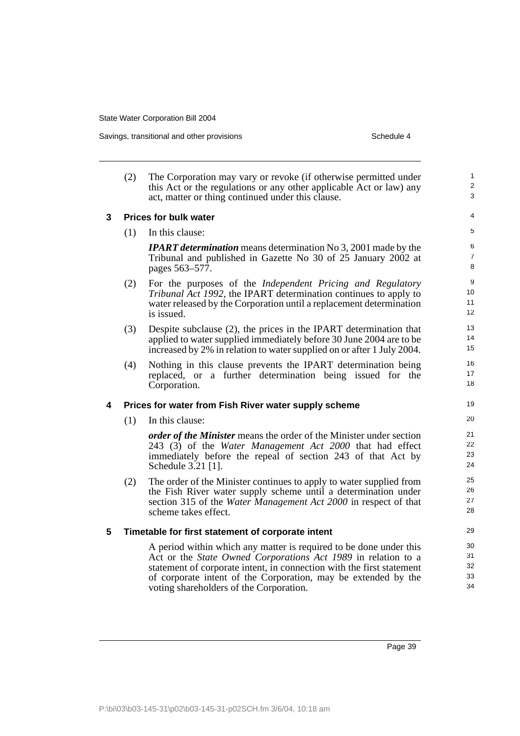(2) The Corporation may vary or revoke (if otherwise permitted under this Act or the regulations or any other applicable Act or law) any act, matter or thing continued under this clause.

### 3 Prices for bulk water

(1) In this clause:

***IPART determination*** means determination No 3, 2001 made by the Tribunal and published in Gazette No 30 of 25 January 2002 at pages 563–577.

(2) For the purposes of the *Independent Pricing and Regulatory Tribunal Act 1992*, the IPART determination continues to apply to water released by the Corporation until a replacement determination is issued.

(3) Despite subclause (2), the prices in the IPART determination that applied to water supplied immediately before 30 June 2004 are to be increased by 2% in relation to water supplied on or after 1 July 2004.

(4) Nothing in this clause prevents the IPART determination being replaced, or a further determination being issued for the Corporation.

### 4 Prices for water from Fish River water supply scheme

(1) In this clause:

***order of the Minister*** means the order of the Minister under section 243 (3) of the *Water Management Act 2000* that had effect immediately before the repeal of section 243 of that Act by Schedule 3.21 [1].

(2) The order of the Minister continues to apply to water supplied from the Fish River water supply scheme until a determination under section 315 of the *Water Management Act 2000* in respect of that scheme takes effect.

### 5 Timetable for first statement of corporate intent

A period within which any matter is required to be done under this Act or the *State Owned Corporations Act 1989* in relation to a statement of corporate intent, in connection with the first statement of corporate intent of the Corporation, may be extended by the voting shareholders of the Corporation.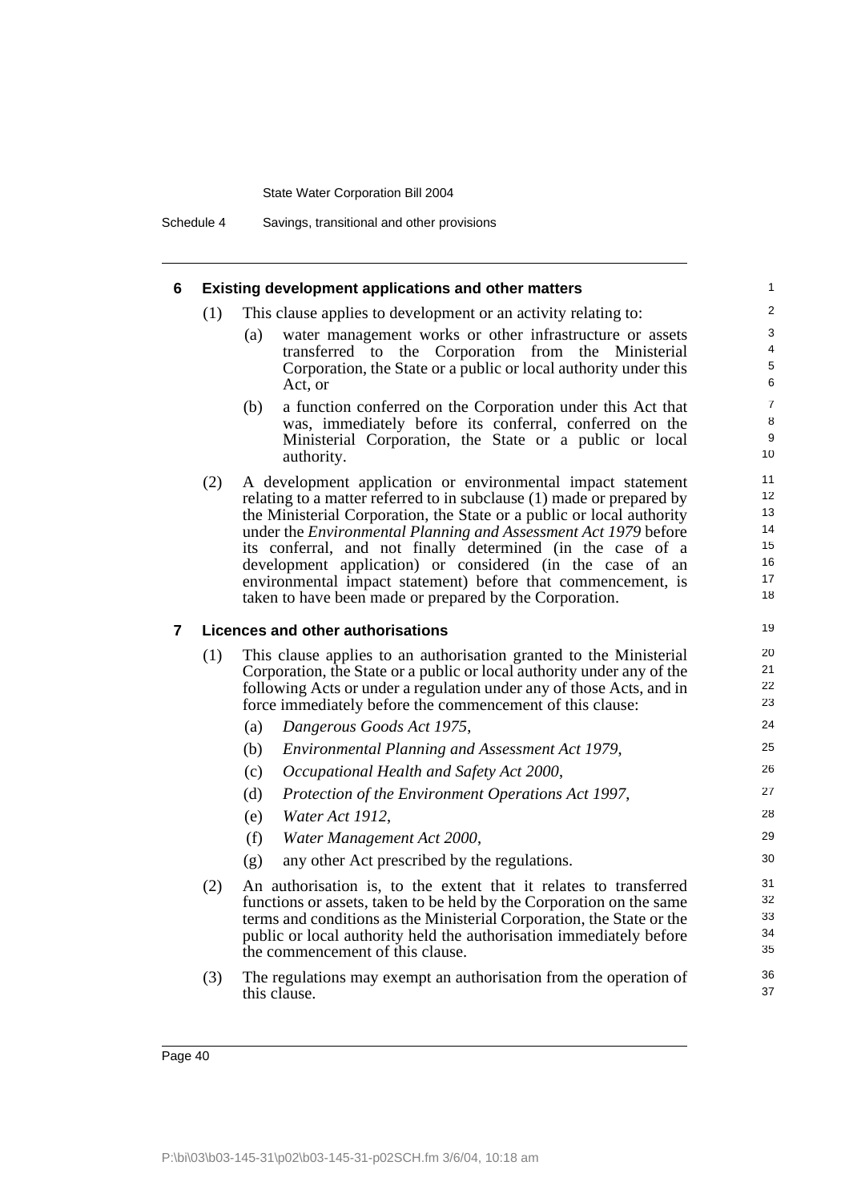## 6 Existing development applications and other matters

(1) This clause applies to development or an activity relating to:

- (a) water management works or other infrastructure or assets transferred to the Corporation from the Ministerial Corporation, the State or a public or local authority under this Act, or
- (b) a function conferred on the Corporation under this Act that was, immediately before its conferral, conferred on the Ministerial Corporation, the State or a public or local authority.

(2) A development application or environmental impact statement relating to a matter referred to in subclause (1) made or prepared by the Ministerial Corporation, the State or a public or local authority under the *Environmental Planning and Assessment Act 1979* before its conferral, and not finally determined (in the case of a development application) or considered (in the case of an environmental impact statement) before that commencement, is taken to have been made or prepared by the Corporation.

## 7 Licences and other authorisations

(1) This clause applies to an authorisation granted to the Ministerial Corporation, the State or a public or local authority under any of the following Acts or under a regulation under any of those Acts, and in force immediately before the commencement of this clause:

- (a) *Dangerous Goods Act 1975*,
- (b) *Environmental Planning and Assessment Act 1979*,
- (c) *Occupational Health and Safety Act 2000*,
- (d) *Protection of the Environment Operations Act 1997*,
- (e) *Water Act 1912*,
- (f) *Water Management Act 2000*,
- (g) any other Act prescribed by the regulations.

(2) An authorisation is, to the extent that it relates to transferred functions or assets, taken to be held by the Corporation on the same terms and conditions as the Ministerial Corporation, the State or the public or local authority held the authorisation immediately before the commencement of this clause.

(3) The regulations may exempt an authorisation from the operation of this clause.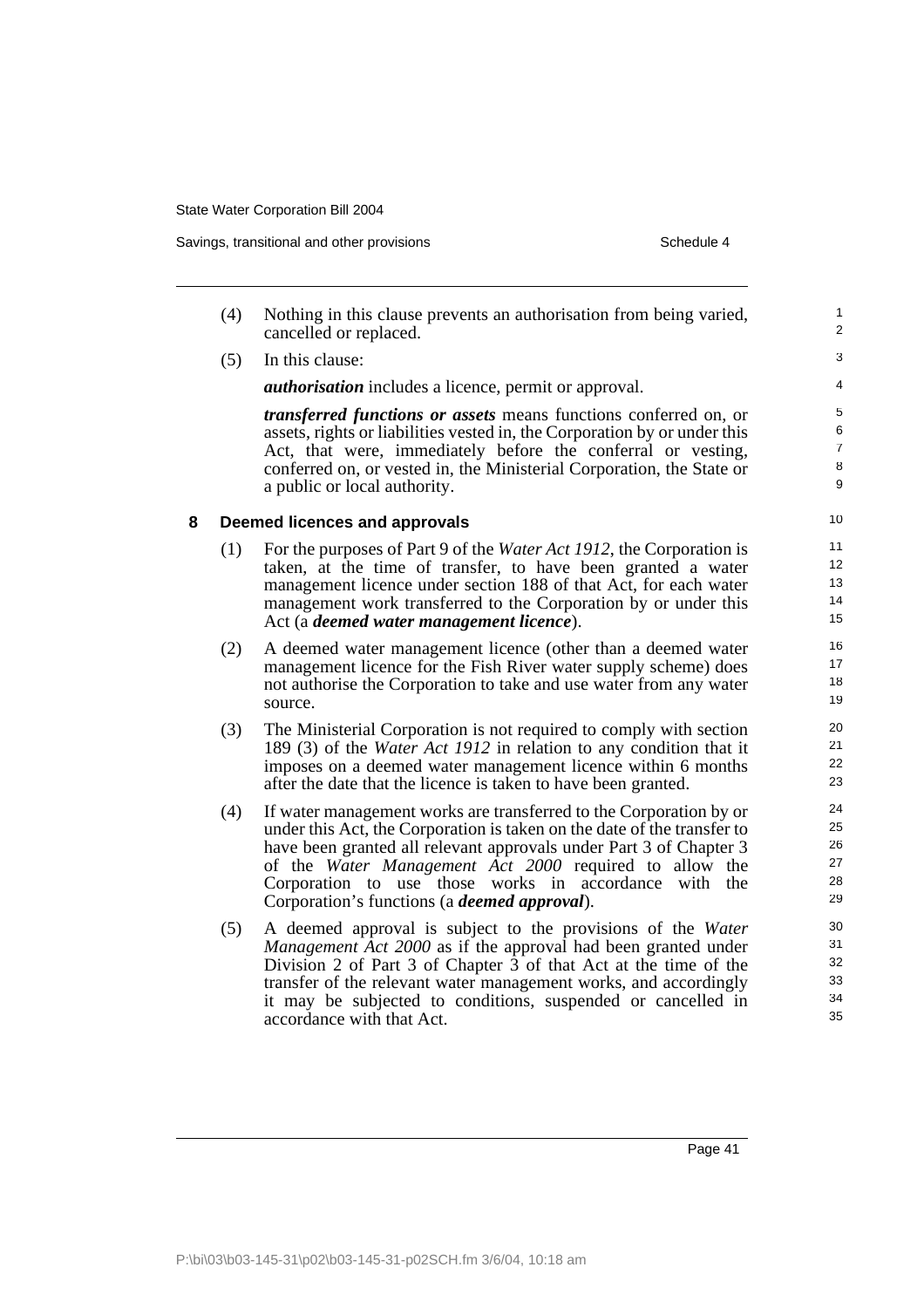(4) Nothing in this clause prevents an authorisation from being varied, cancelled or replaced.

(5) In this clause:

***authorisation*** includes a licence, permit or approval.

***transferred functions or assets*** means functions conferred on, or assets, rights or liabilities vested in, the Corporation by or under this Act, that were, immediately before the conferral or vesting, conferred on, or vested in, the Ministerial Corporation, the State or a public or local authority.

### 8 Deemed licences and approvals

(1) For the purposes of Part 9 of the *Water Act 1912*, the Corporation is taken, at the time of transfer, to have been granted a water management licence under section 188 of that Act, for each water management work transferred to the Corporation by or under this Act (a ***deemed water management licence***).

(2) A deemed water management licence (other than a deemed water management licence for the Fish River water supply scheme) does not authorise the Corporation to take and use water from any water source.

(3) The Ministerial Corporation is not required to comply with section 189 (3) of the *Water Act 1912* in relation to any condition that it imposes on a deemed water management licence within 6 months after the date that the licence is taken to have been granted.

(4) If water management works are transferred to the Corporation by or under this Act, the Corporation is taken on the date of the transfer to have been granted all relevant approvals under Part 3 of Chapter 3 of the *Water Management Act 2000* required to allow the Corporation to use those works in accordance with the Corporation's functions (a ***deemed approval***).

(5) A deemed approval is subject to the provisions of the *Water Management Act 2000* as if the approval had been granted under Division 2 of Part 3 of Chapter 3 of that Act at the time of the transfer of the relevant water management works, and accordingly it may be subjected to conditions, suspended or cancelled in accordance with that Act.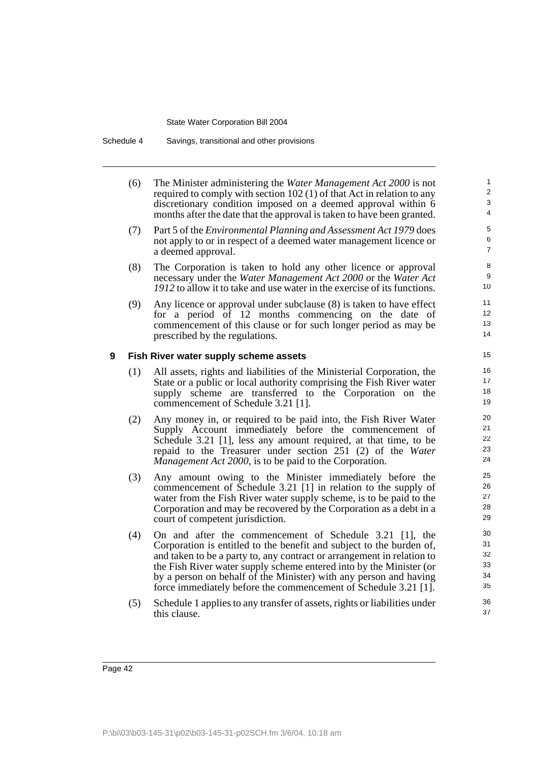(6) The Minister administering the *Water Management Act 2000* is not required to comply with section 102 (1) of that Act in relation to any discretionary condition imposed on a deemed approval within 6 months after the date that the approval is taken to have been granted.

(7) Part 5 of the *Environmental Planning and Assessment Act 1979* does not apply to or in respect of a deemed water management licence or a deemed approval.

(8) The Corporation is taken to hold any other licence or approval necessary under the *Water Management Act 2000* or the *Water Act 1912* to allow it to take and use water in the exercise of its functions.

(9) Any licence or approval under subclause (8) is taken to have effect for a period of 12 months commencing on the date of commencement of this clause or for such longer period as may be prescribed by the regulations.

### 9 Fish River water supply scheme assets

(1) All assets, rights and liabilities of the Ministerial Corporation, the State or a public or local authority comprising the Fish River water supply scheme are transferred to the Corporation on the commencement of Schedule 3.21 [1].

(2) Any money in, or required to be paid into, the Fish River Water Supply Account immediately before the commencement of Schedule 3.21 [1], less any amount required, at that time, to be repaid to the Treasurer under section 251 (2) of the *Water Management Act 2000*, is to be paid to the Corporation.

(3) Any amount owing to the Minister immediately before the commencement of Schedule 3.21 [1] in relation to the supply of water from the Fish River water supply scheme, is to be paid to the Corporation and may be recovered by the Corporation as a debt in a court of competent jurisdiction.

(4) On and after the commencement of Schedule 3.21 [1], the Corporation is entitled to the benefit and subject to the burden of, and taken to be a party to, any contract or arrangement in relation to the Fish River water supply scheme entered into by the Minister (or by a person on behalf of the Minister) with any person and having force immediately before the commencement of Schedule 3.21 [1].

(5) Schedule 1 applies to any transfer of assets, rights or liabilities under this clause.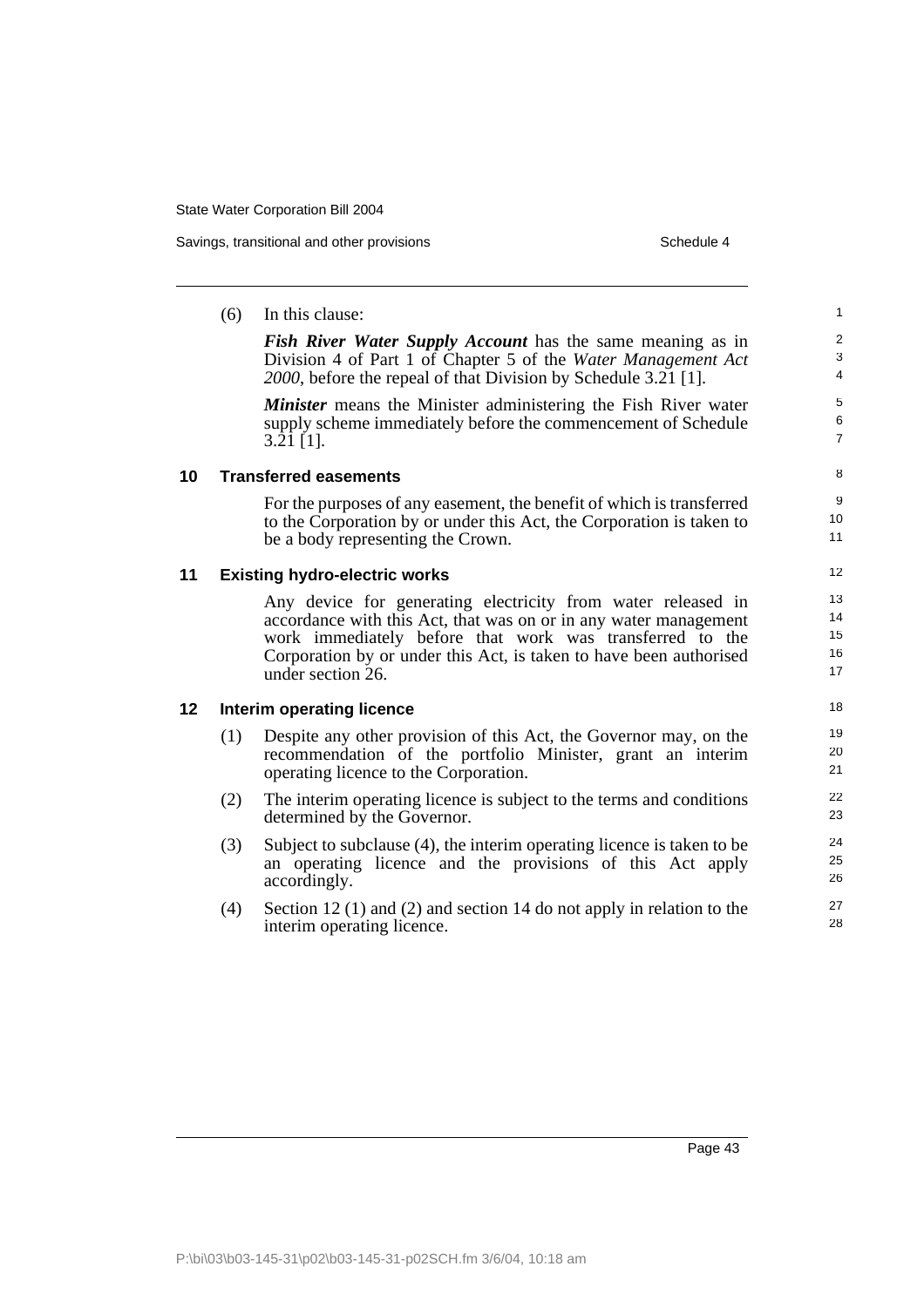(6) In this clause:

***Fish River Water Supply Account*** has the same meaning as in Division 4 of Part 1 of Chapter 5 of the *Water Management Act 2000*, before the repeal of that Division by Schedule 3.21 [1].

***Minister*** means the Minister administering the Fish River water supply scheme immediately before the commencement of Schedule 3.21 [1].

## 10 Transferred easements

For the purposes of any easement, the benefit of which is transferred to the Corporation by or under this Act, the Corporation is taken to be a body representing the Crown.

## 11 Existing hydro-electric works

Any device for generating electricity from water released in accordance with this Act, that was on or in any water management work immediately before that work was transferred to the Corporation by or under this Act, is taken to have been authorised under section 26.

## 12 Interim operating licence

(1) Despite any other provision of this Act, the Governor may, on the recommendation of the portfolio Minister, grant an interim operating licence to the Corporation.

(2) The interim operating licence is subject to the terms and conditions determined by the Governor.

(3) Subject to subclause (4), the interim operating licence is taken to be an operating licence and the provisions of this Act apply accordingly.

(4) Section 12 (1) and (2) and section 14 do not apply in relation to the interim operating licence.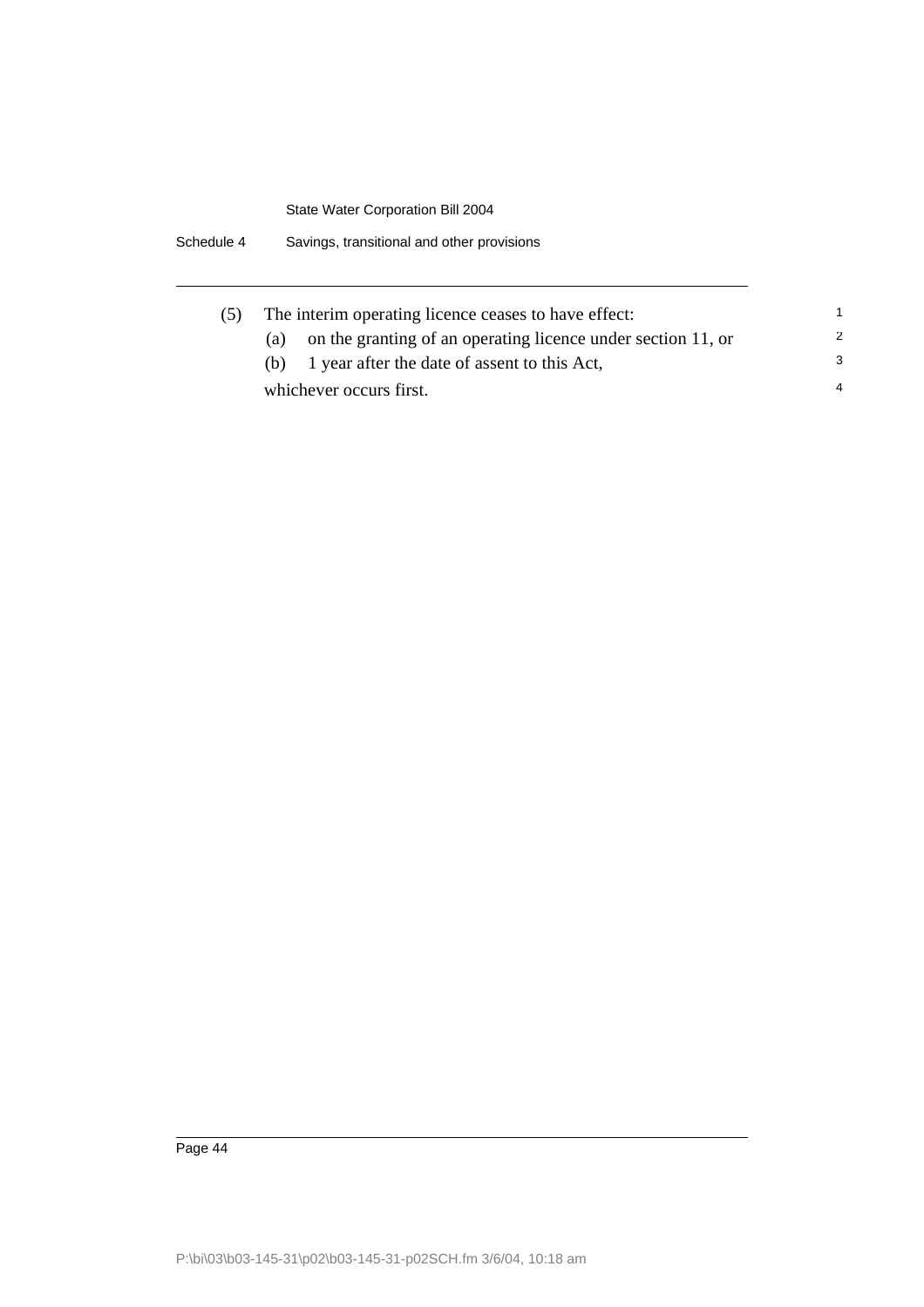(5) The interim operating licence ceases to have effect:

(a) on the granting of an operating licence under section 11, or

(b) 1 year after the date of assent to this Act,

whichever occurs first.